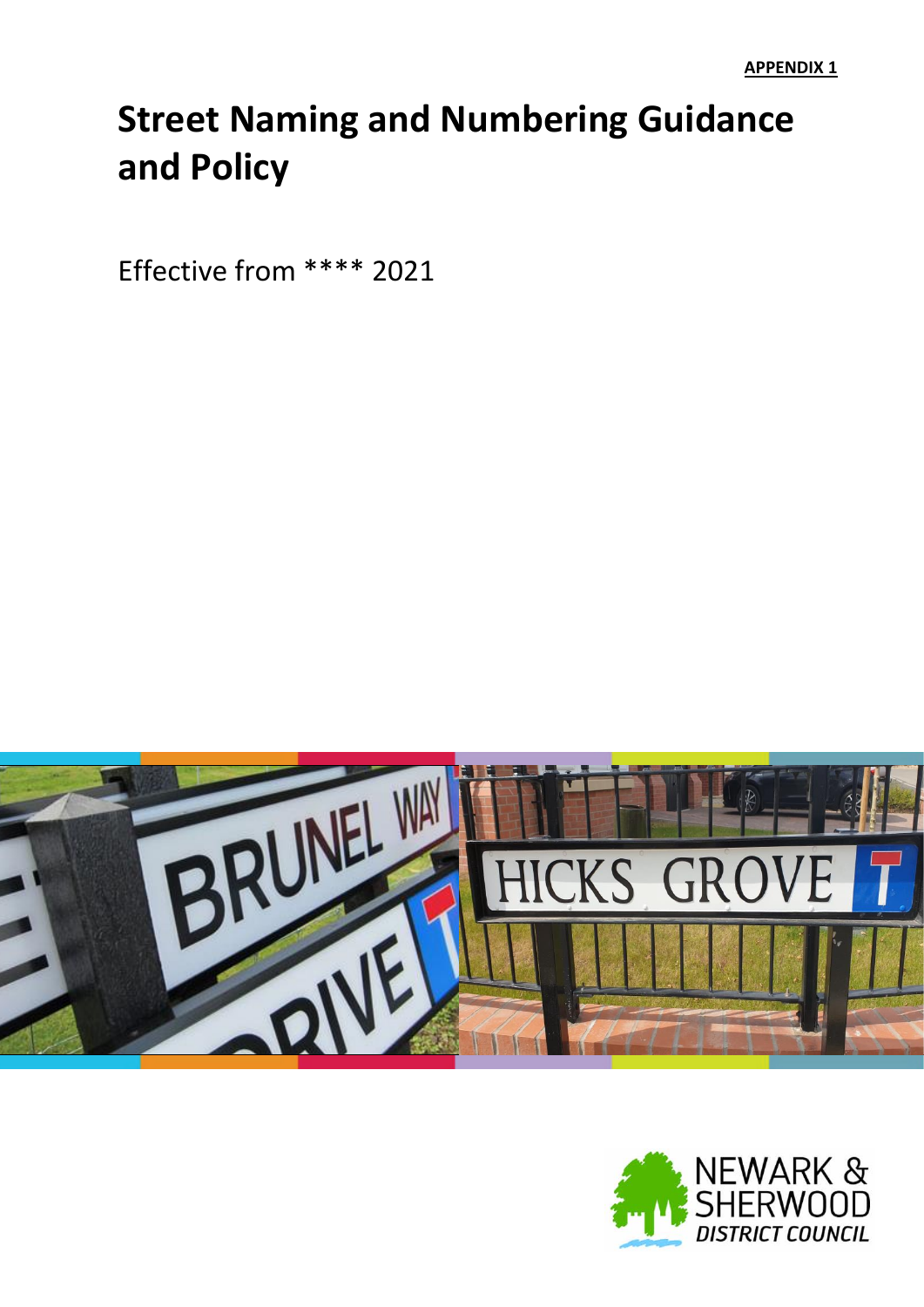**APPENDIX 1**

# Street Naming and Numbering Guidance and Policy

Effective from **** 2021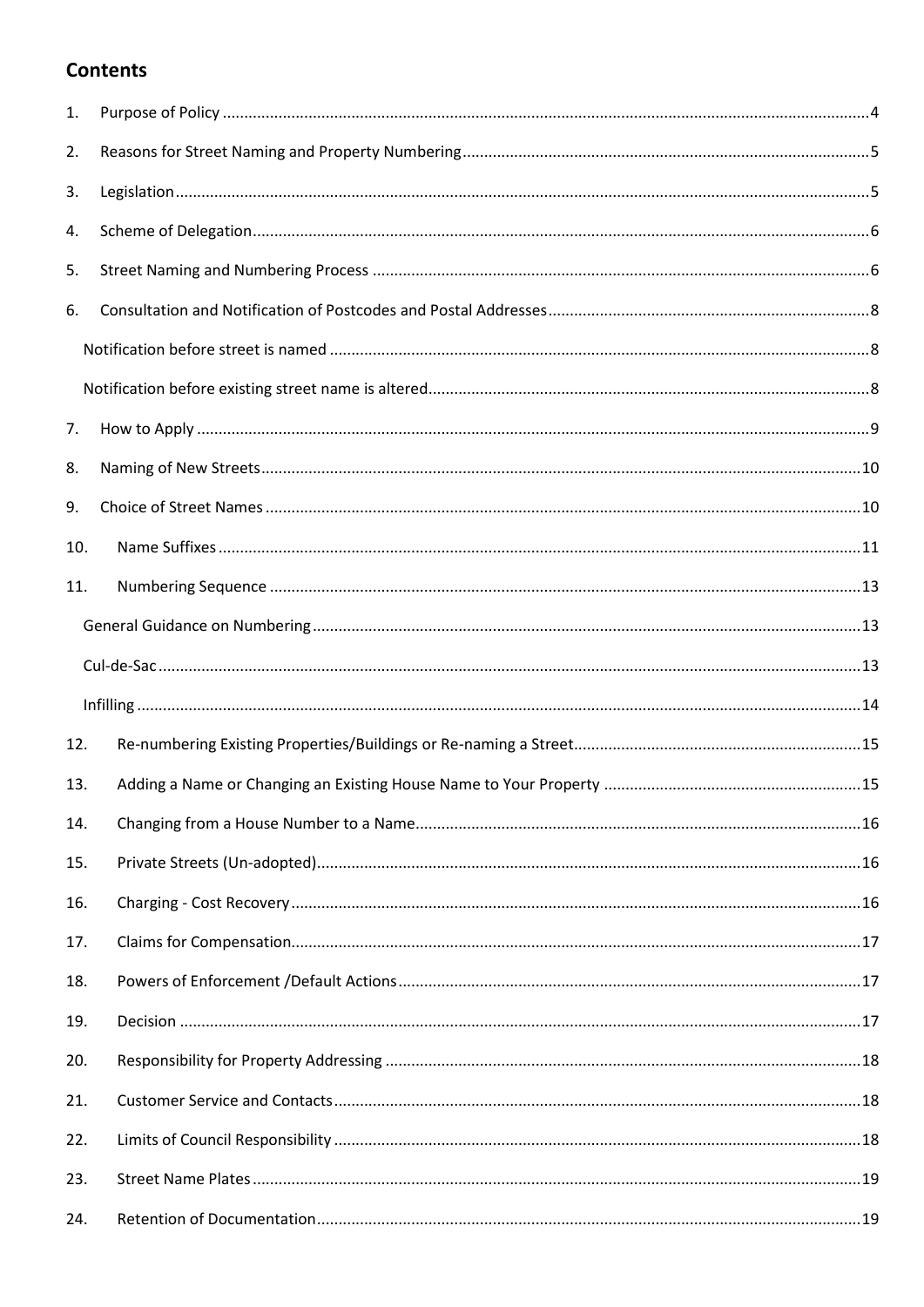## Contents

1. Purpose of Policy ....................................................................................................................................4
2. Reasons for Street Naming and Property Numbering..............................................................................5
3. Legislation...............................................................................................................................................5
4. Scheme of Delegation.............................................................................................................................6
5. Street Naming and Numbering Process ..................................................................................................6
6. Consultation and Notification of Postcodes and Postal Addresses..........................................................8
   - Notification before street is named ............................................................................................................8
   - Notification before existing street name is altered.....................................................................................8
7. How to Apply ..........................................................................................................................................9
8. Naming of New Streets..........................................................................................................................10
9. Choice of Street Names .........................................................................................................................10
10. Name Suffixes ...................................................................................................................................11
11. Numbering Sequence .......................................................................................................................13
    - General Guidance on Numbering..............................................................................................................13
    - Cul-de-Sac.................................................................................................................................................13
    - Infilling ......................................................................................................................................................14
12. Re-numbering Existing Properties/Buildings or Re-naming a Street..................................................15
13. Adding a Name or Changing an Existing House Name to Your Property ...........................................15
14. Changing from a House Number to a Name......................................................................................16
15. Private Streets (Un-adopted).............................................................................................................16
16. Charging - Cost Recovery ..................................................................................................................16
17. Claims for Compensation..................................................................................................................17
18. Powers of Enforcement /Default Actions ..........................................................................................17
19. Decision ............................................................................................................................................17
20. Responsibility for Property Addressing .............................................................................................18
21. Customer Service and Contacts.........................................................................................................18
22. Limits of Council Responsibility .........................................................................................................18
23. Street Name Plates ............................................................................................................................19
24. Retention of Documentation.............................................................................................................19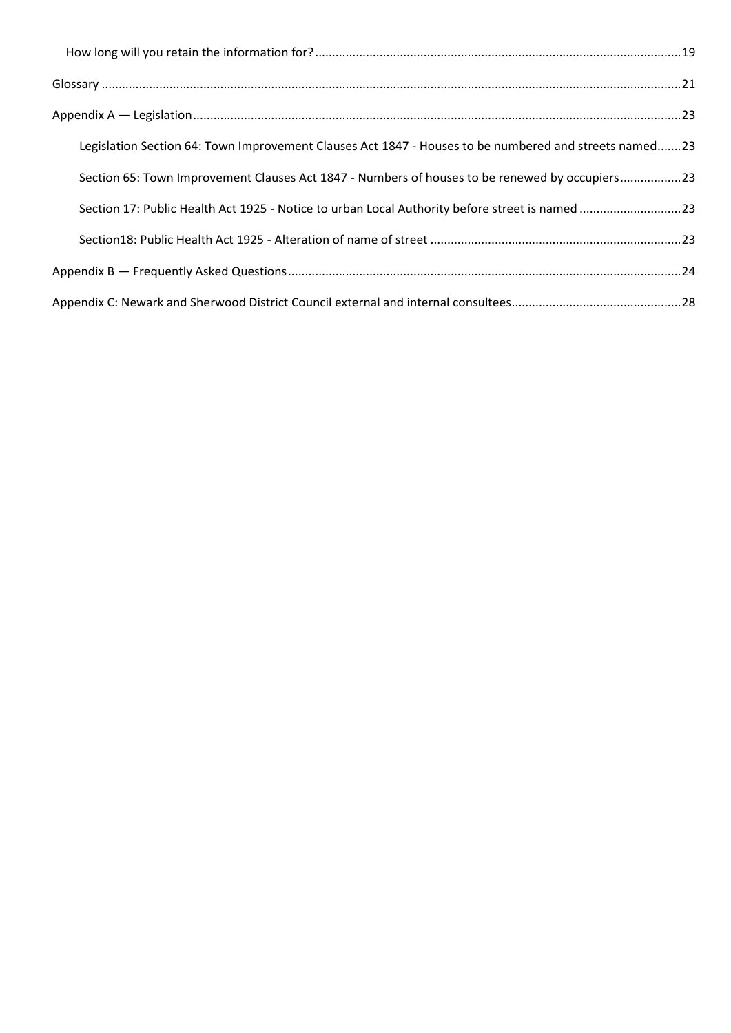How long will you retain the information for? ....................................................................................................19

Glossary ....................................................................................................................................................21

Appendix A — Legislation ........................................................................................................................23

Legislation Section 64: Town Improvement Clauses Act 1847 - Houses to be numbered and streets named.......23

Section 65: Town Improvement Clauses Act 1847 - Numbers of houses to be renewed by occupiers..................23

Section 17: Public Health Act 1925 - Notice to urban Local Authority before street is named ..............................23

Section18: Public Health Act 1925 - Alteration of name of street ..........................................................................23

Appendix B — Frequently Asked Questions ...........................................................................................24

Appendix C: Newark and Sherwood District Council external and internal consultees.................................................28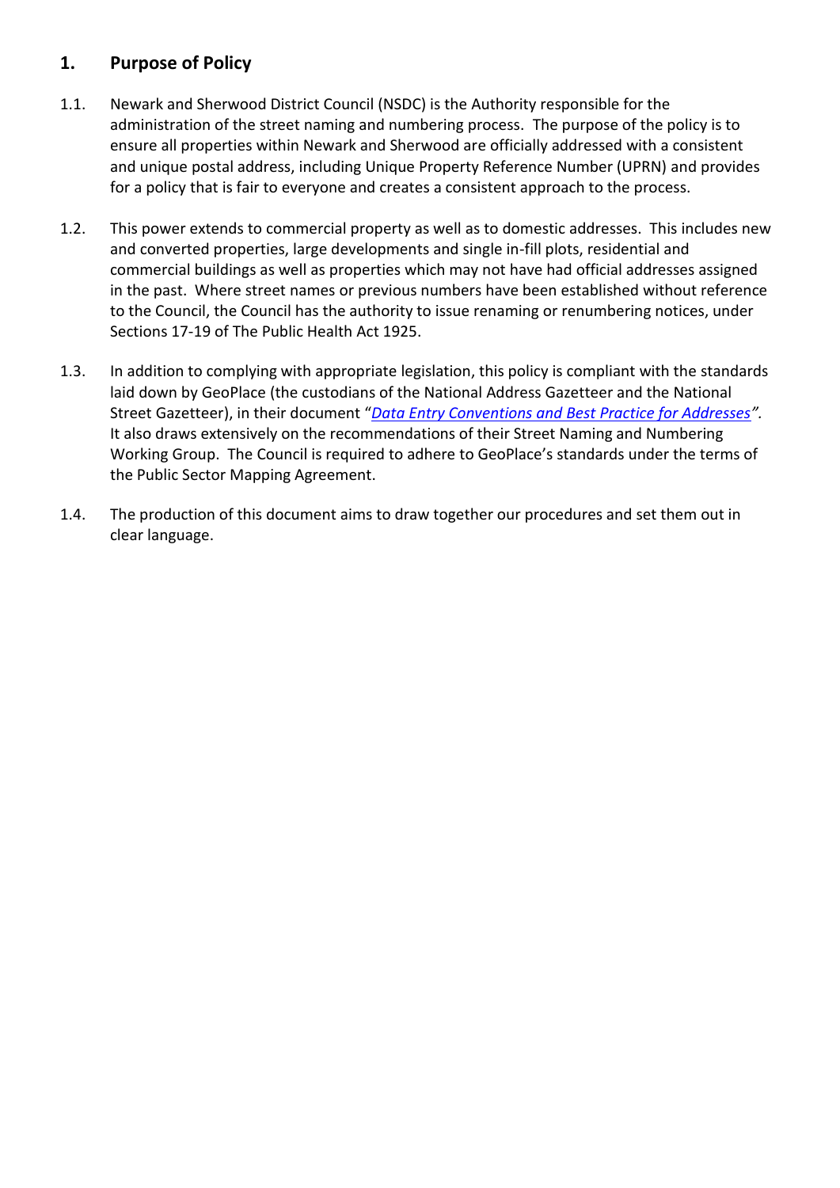## 1. Purpose of Policy

1.1. Newark and Sherwood District Council (NSDC) is the Authority responsible for the administration of the street naming and numbering process. The purpose of the policy is to ensure all properties within Newark and Sherwood are officially addressed with a consistent and unique postal address, including Unique Property Reference Number (UPRN) and provides for a policy that is fair to everyone and creates a consistent approach to the process.

1.2. This power extends to commercial property as well as to domestic addresses. This includes new and converted properties, large developments and single in-fill plots, residential and commercial buildings as well as properties which may not have had official addresses assigned in the past. Where street names or previous numbers have been established without reference to the Council, the Council has the authority to issue renaming or renumbering notices, under Sections 17-19 of The Public Health Act 1925.

1.3. In addition to complying with appropriate legislation, this policy is compliant with the standards laid down by GeoPlace (the custodians of the National Address Gazetteer and the National Street Gazetteer), in their document "*Data Entry Conventions and Best Practice for Addresses*". It also draws extensively on the recommendations of their Street Naming and Numbering Working Group. The Council is required to adhere to GeoPlace's standards under the terms of the Public Sector Mapping Agreement.

1.4. The production of this document aims to draw together our procedures and set them out in clear language.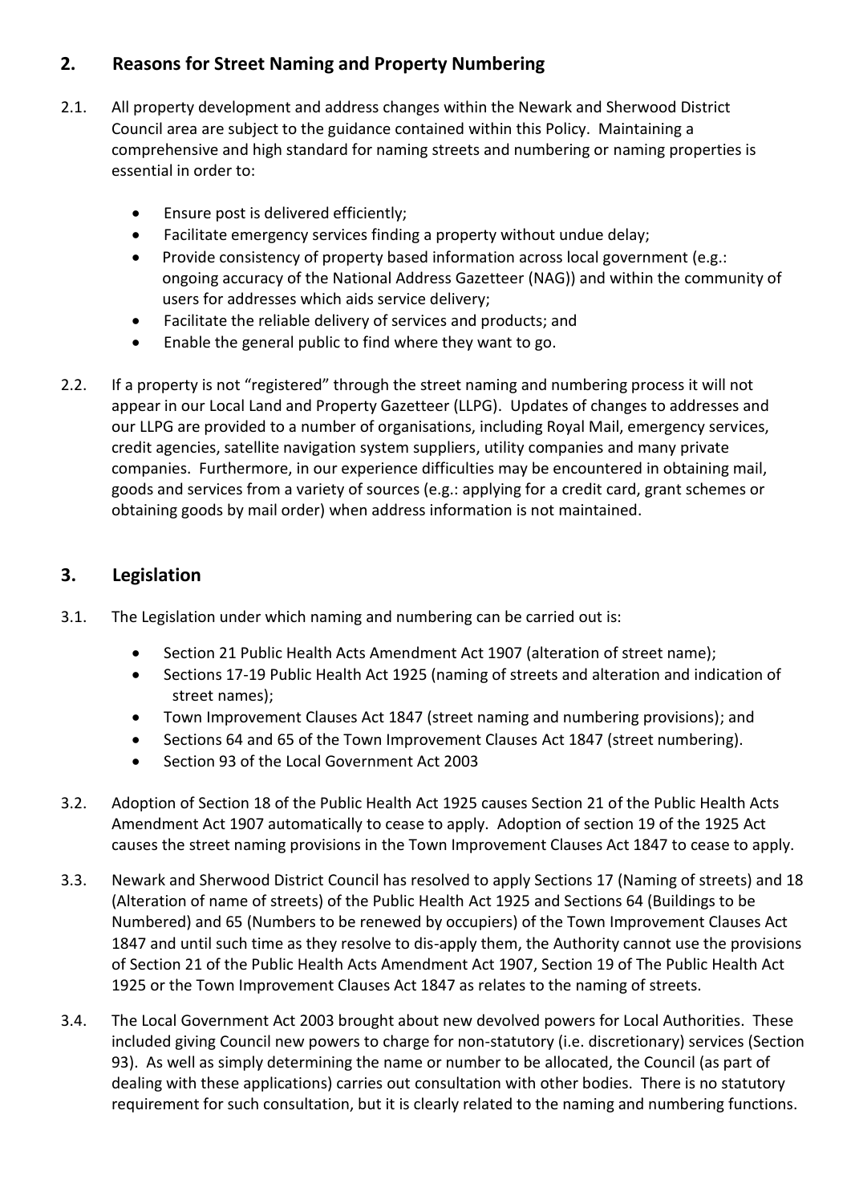## 2. Reasons for Street Naming and Property Numbering

2.1. All property development and address changes within the Newark and Sherwood District Council area are subject to the guidance contained within this Policy. Maintaining a comprehensive and high standard for naming streets and numbering or naming properties is essential in order to:

- Ensure post is delivered efficiently;
- Facilitate emergency services finding a property without undue delay;
- Provide consistency of property based information across local government (e.g.: ongoing accuracy of the National Address Gazetteer (NAG)) and within the community of users for addresses which aids service delivery;
- Facilitate the reliable delivery of services and products; and
- Enable the general public to find where they want to go.

2.2. If a property is not "registered" through the street naming and numbering process it will not appear in our Local Land and Property Gazetteer (LLPG). Updates of changes to addresses and our LLPG are provided to a number of organisations, including Royal Mail, emergency services, credit agencies, satellite navigation system suppliers, utility companies and many private companies. Furthermore, in our experience difficulties may be encountered in obtaining mail, goods and services from a variety of sources (e.g.: applying for a credit card, grant schemes or obtaining goods by mail order) when address information is not maintained.

## 3. Legislation

3.1. The Legislation under which naming and numbering can be carried out is:

- Section 21 Public Health Acts Amendment Act 1907 (alteration of street name);
- Sections 17-19 Public Health Act 1925 (naming of streets and alteration and indication of street names);
- Town Improvement Clauses Act 1847 (street naming and numbering provisions); and
- Sections 64 and 65 of the Town Improvement Clauses Act 1847 (street numbering).
- Section 93 of the Local Government Act 2003

3.2. Adoption of Section 18 of the Public Health Act 1925 causes Section 21 of the Public Health Acts Amendment Act 1907 automatically to cease to apply. Adoption of section 19 of the 1925 Act causes the street naming provisions in the Town Improvement Clauses Act 1847 to cease to apply.

3.3. Newark and Sherwood District Council has resolved to apply Sections 17 (Naming of streets) and 18 (Alteration of name of streets) of the Public Health Act 1925 and Sections 64 (Buildings to be Numbered) and 65 (Numbers to be renewed by occupiers) of the Town Improvement Clauses Act 1847 and until such time as they resolve to dis-apply them, the Authority cannot use the provisions of Section 21 of the Public Health Acts Amendment Act 1907, Section 19 of The Public Health Act 1925 or the Town Improvement Clauses Act 1847 as relates to the naming of streets.

3.4. The Local Government Act 2003 brought about new devolved powers for Local Authorities. These included giving Council new powers to charge for non-statutory (i.e. discretionary) services (Section 93). As well as simply determining the name or number to be allocated, the Council (as part of dealing with these applications) carries out consultation with other bodies. There is no statutory requirement for such consultation, but it is clearly related to the naming and numbering functions.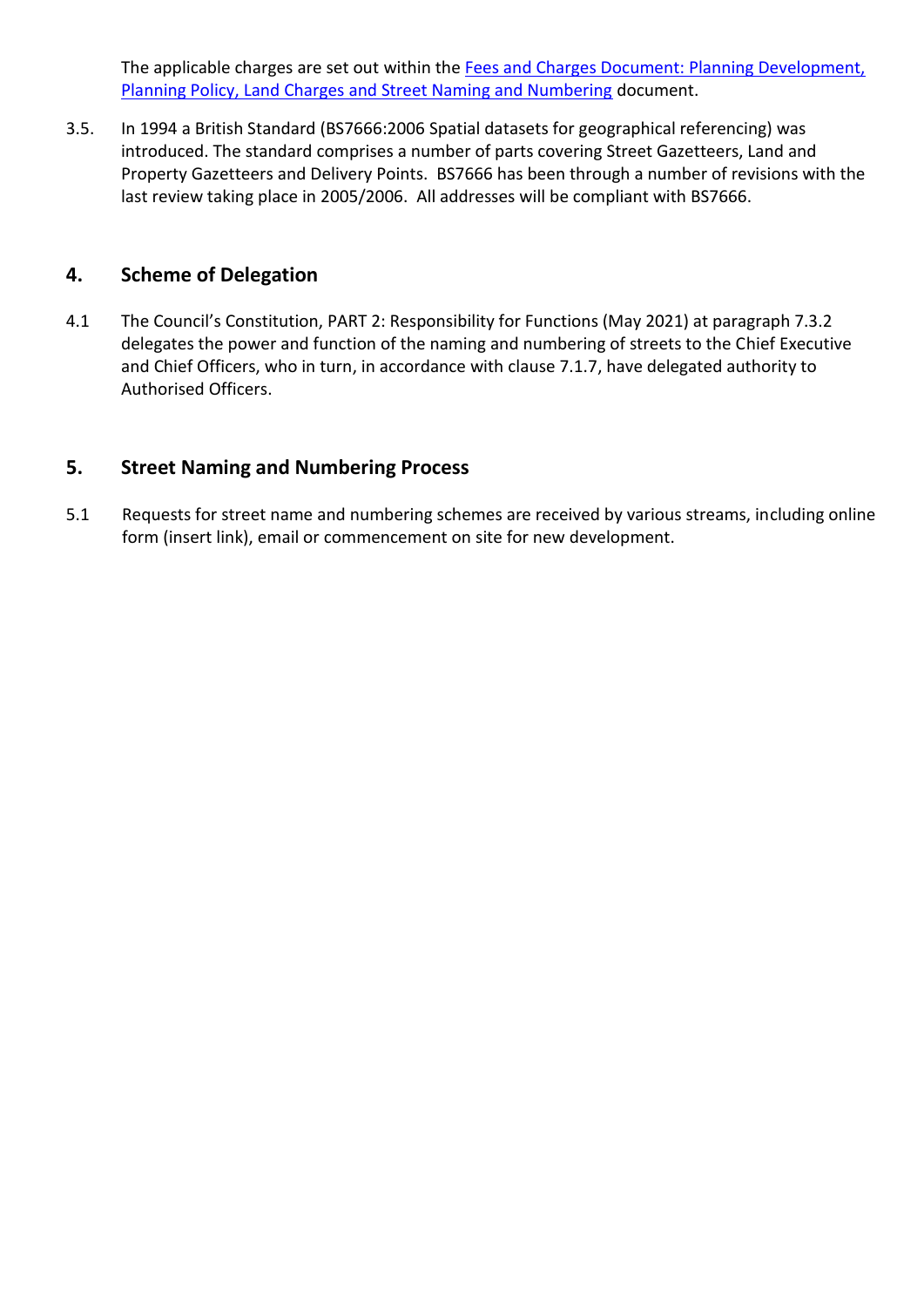The applicable charges are set out within the Fees and Charges Document: Planning Development, Planning Policy, Land Charges and Street Naming and Numbering document.

3.5. In 1994 a British Standard (BS7666:2006 Spatial datasets for geographical referencing) was introduced. The standard comprises a number of parts covering Street Gazetteers, Land and Property Gazetteers and Delivery Points. BS7666 has been through a number of revisions with the last review taking place in 2005/2006. All addresses will be compliant with BS7666.

## 4. Scheme of Delegation

4.1 The Council's Constitution, PART 2: Responsibility for Functions (May 2021) at paragraph 7.3.2 delegates the power and function of the naming and numbering of streets to the Chief Executive and Chief Officers, who in turn, in accordance with clause 7.1.7, have delegated authority to Authorised Officers.

## 5. Street Naming and Numbering Process

5.1 Requests for street name and numbering schemes are received by various streams, including online form (insert link), email or commencement on site for new development.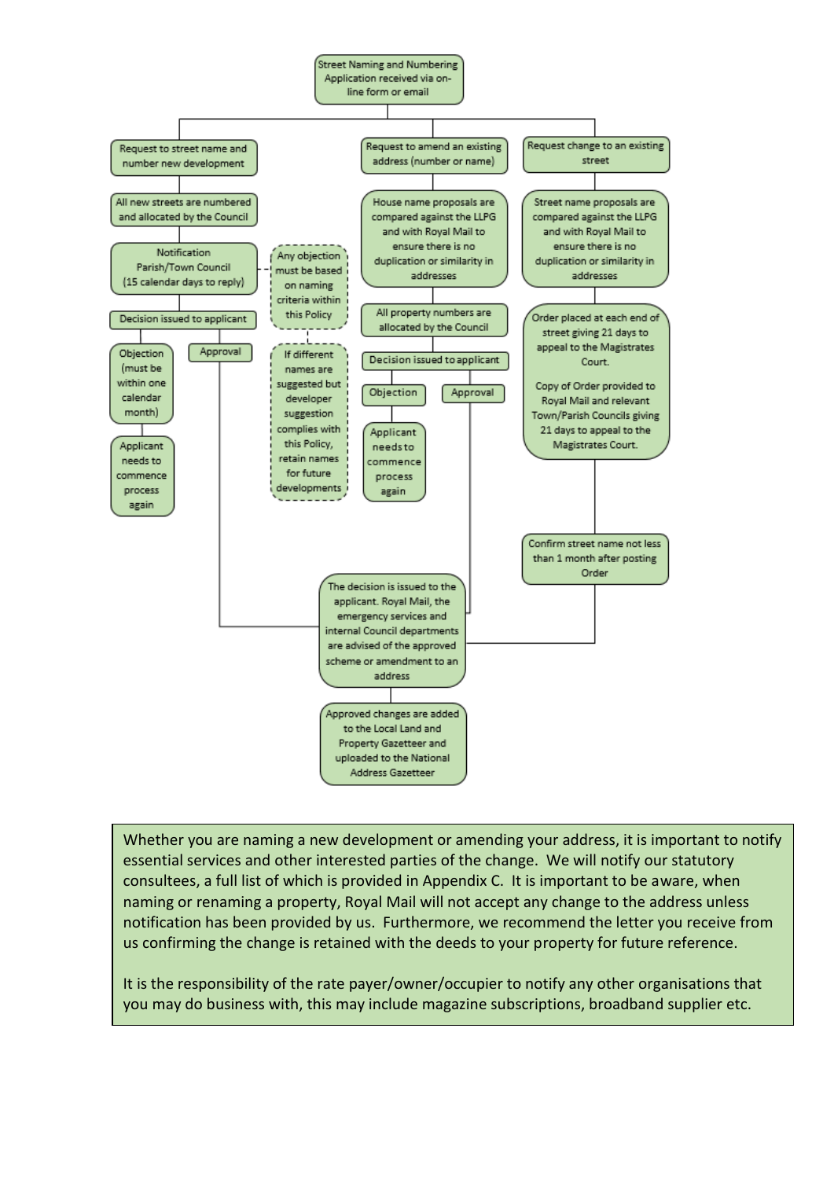Street Naming and Numbering Application received via on-line form or email

**Request to street name and number new development**

- All new streets are numbered and allocated by the Council
- Notification Parish/Town Council (15 calendar days to reply)
  - Any objection must be based on naming criteria within this Policy
  - If different names are suggested but developer suggestion complies with this Policy, retain names for future developments
- Decision issued to applicant
  - Objection (must be within one calendar month) → Applicant needs to commence process again
  - Approval

**Request to amend an existing address (number or name)**

- House name proposals are compared against the LLPG and with Royal Mail to ensure there is no duplication or similarity in addresses
- All property numbers are allocated by the Council
- Decision issued to applicant
  - Objection → Applicant needs to commence process again
  - Approval

**Request change to an existing street**

- Street name proposals are compared against the LLPG and with Royal Mail to ensure there is no duplication or similarity in addresses
- Order placed at each end of street giving 21 days to appeal to the Magistrates Court.

  Copy of Order provided to Royal Mail and relevant Town/Parish Councils giving 21 days to appeal to the Magistrates Court.
- Confirm street name not less than 1 month after posting Order

The decision is issued to the applicant. Royal Mail, the emergency services and internal Council departments are advised of the approved scheme or amendment to an address

Approved changes are added to the Local Land and Property Gazetteer and uploaded to the National Address Gazetteer

Whether you are naming a new development or amending your address, it is important to notify essential services and other interested parties of the change. We will notify our statutory consultees, a full list of which is provided in Appendix C. It is important to be aware, when naming or renaming a property, Royal Mail will not accept any change to the address unless notification has been provided by us. Furthermore, we recommend the letter you receive from us confirming the change is retained with the deeds to your property for future reference.

It is the responsibility of the rate payer/owner/occupier to notify any other organisations that you may do business with, this may include magazine subscriptions, broadband supplier etc.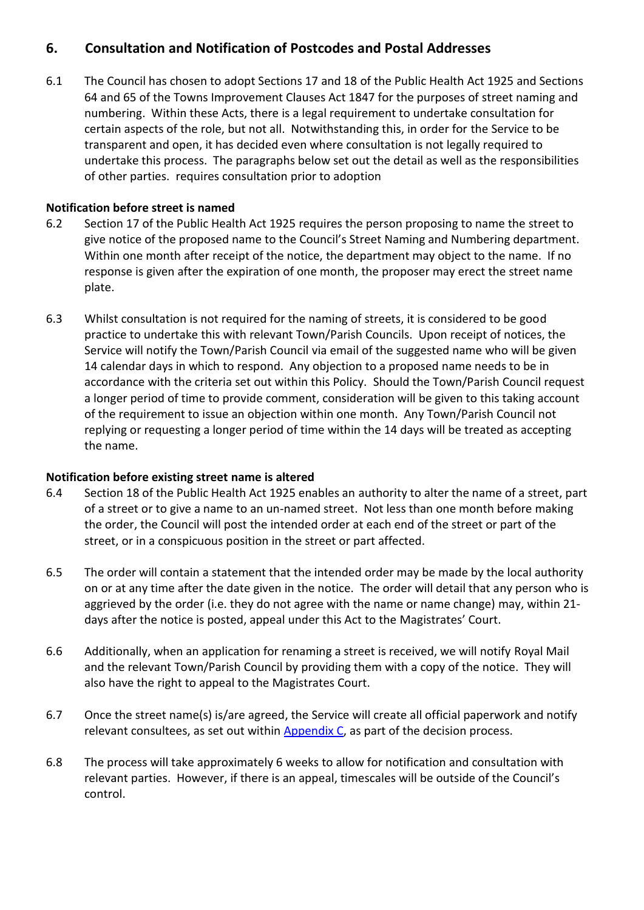## 6. Consultation and Notification of Postcodes and Postal Addresses

6.1 The Council has chosen to adopt Sections 17 and 18 of the Public Health Act 1925 and Sections 64 and 65 of the Towns Improvement Clauses Act 1847 for the purposes of street naming and numbering. Within these Acts, there is a legal requirement to undertake consultation for certain aspects of the role, but not all. Notwithstanding this, in order for the Service to be transparent and open, it has decided even where consultation is not legally required to undertake this process. The paragraphs below set out the detail as well as the responsibilities of other parties. requires consultation prior to adoption

**Notification before street is named**

6.2 Section 17 of the Public Health Act 1925 requires the person proposing to name the street to give notice of the proposed name to the Council's Street Naming and Numbering department. Within one month after receipt of the notice, the department may object to the name. If no response is given after the expiration of one month, the proposer may erect the street name plate.

6.3 Whilst consultation is not required for the naming of streets, it is considered to be good practice to undertake this with relevant Town/Parish Councils. Upon receipt of notices, the Service will notify the Town/Parish Council via email of the suggested name who will be given 14 calendar days in which to respond. Any objection to a proposed name needs to be in accordance with the criteria set out within this Policy. Should the Town/Parish Council request a longer period of time to provide comment, consideration will be given to this taking account of the requirement to issue an objection within one month. Any Town/Parish Council not replying or requesting a longer period of time within the 14 days will be treated as accepting the name.

**Notification before existing street name is altered**

6.4 Section 18 of the Public Health Act 1925 enables an authority to alter the name of a street, part of a street or to give a name to an un-named street. Not less than one month before making the order, the Council will post the intended order at each end of the street or part of the street, or in a conspicuous position in the street or part affected.

6.5 The order will contain a statement that the intended order may be made by the local authority on or at any time after the date given in the notice. The order will detail that any person who is aggrieved by the order (i.e. they do not agree with the name or name change) may, within 21-days after the notice is posted, appeal under this Act to the Magistrates' Court.

6.6 Additionally, when an application for renaming a street is received, we will notify Royal Mail and the relevant Town/Parish Council by providing them with a copy of the notice. They will also have the right to appeal to the Magistrates Court.

6.7 Once the street name(s) is/are agreed, the Service will create all official paperwork and notify relevant consultees, as set out within Appendix C, as part of the decision process.

6.8 The process will take approximately 6 weeks to allow for notification and consultation with relevant parties. However, if there is an appeal, timescales will be outside of the Council's control.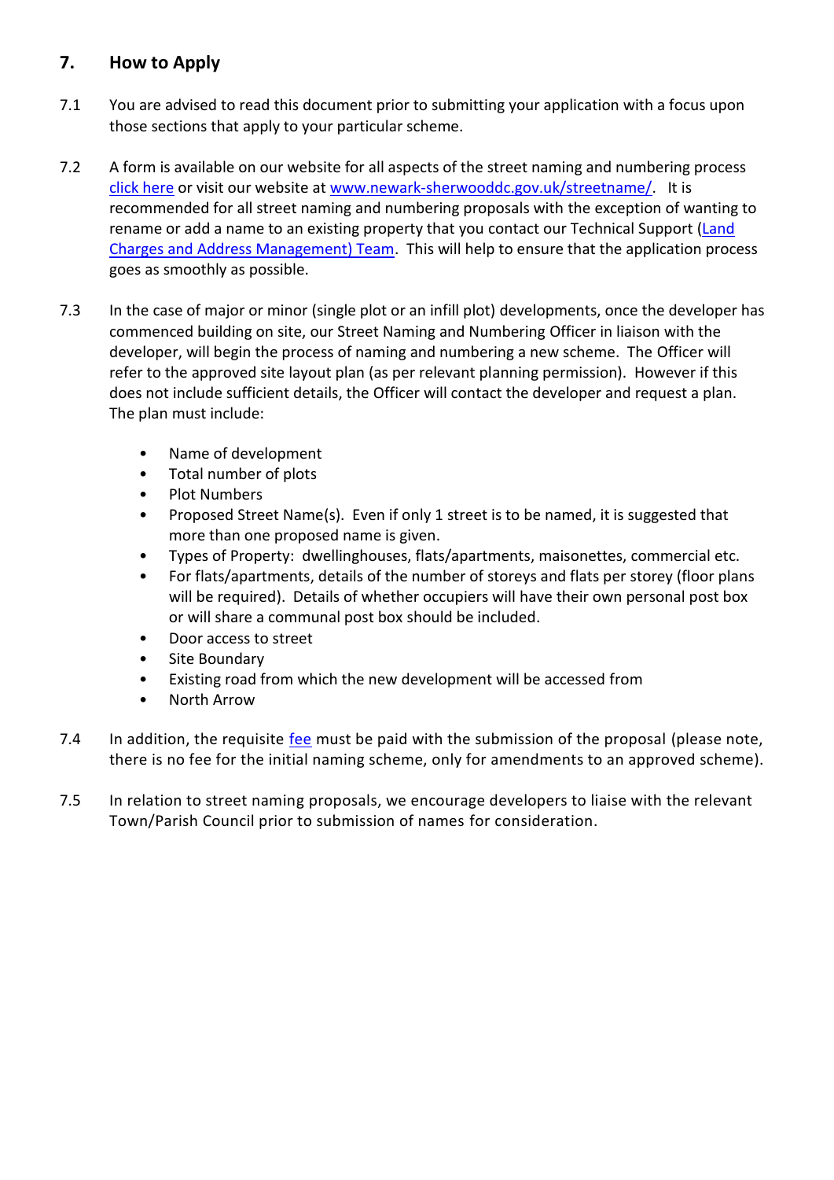## 7. How to Apply

7.1 You are advised to read this document prior to submitting your application with a focus upon those sections that apply to your particular scheme.

7.2 A form is available on our website for all aspects of the street naming and numbering process click here or visit our website at www.newark-sherwooddc.gov.uk/streetname/. It is recommended for all street naming and numbering proposals with the exception of wanting to rename or add a name to an existing property that you contact our Technical Support (Land Charges and Address Management) Team. This will help to ensure that the application process goes as smoothly as possible.

7.3 In the case of major or minor (single plot or an infill plot) developments, once the developer has commenced building on site, our Street Naming and Numbering Officer in liaison with the developer, will begin the process of naming and numbering a new scheme. The Officer will refer to the approved site layout plan (as per relevant planning permission). However if this does not include sufficient details, the Officer will contact the developer and request a plan. The plan must include:

- Name of development
- Total number of plots
- Plot Numbers
- Proposed Street Name(s). Even if only 1 street is to be named, it is suggested that more than one proposed name is given.
- Types of Property: dwellinghouses, flats/apartments, maisonettes, commercial etc.
- For flats/apartments, details of the number of storeys and flats per storey (floor plans will be required). Details of whether occupiers will have their own personal post box or will share a communal post box should be included.
- Door access to street
- Site Boundary
- Existing road from which the new development will be accessed from
- North Arrow

7.4 In addition, the requisite fee must be paid with the submission of the proposal (please note, there is no fee for the initial naming scheme, only for amendments to an approved scheme).

7.5 In relation to street naming proposals, we encourage developers to liaise with the relevant Town/Parish Council prior to submission of names for consideration.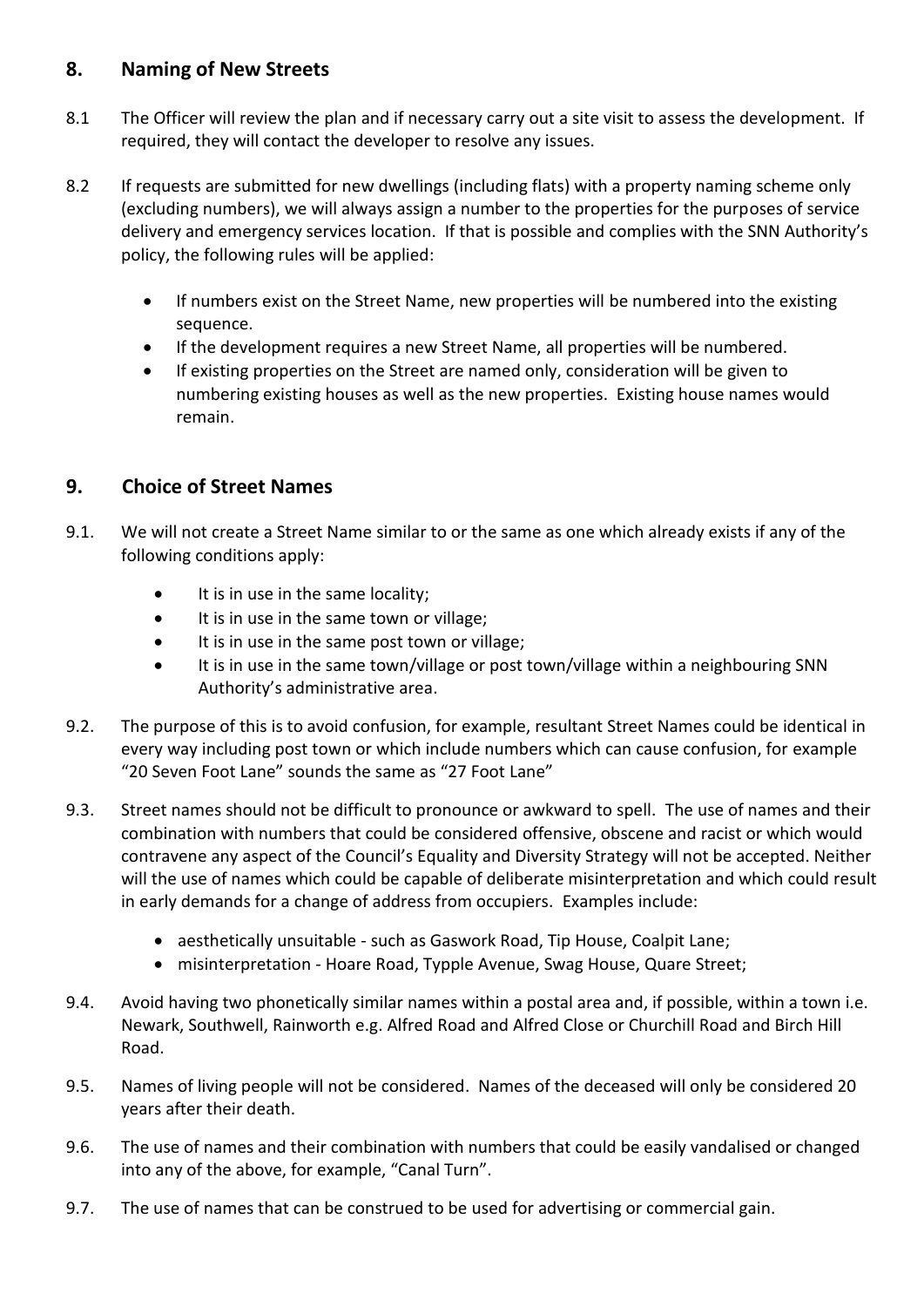## 8. Naming of New Streets

8.1 The Officer will review the plan and if necessary carry out a site visit to assess the development. If required, they will contact the developer to resolve any issues.

8.2 If requests are submitted for new dwellings (including flats) with a property naming scheme only (excluding numbers), we will always assign a number to the properties for the purposes of service delivery and emergency services location. If that is possible and complies with the SNN Authority's policy, the following rules will be applied:

- If numbers exist on the Street Name, new properties will be numbered into the existing sequence.
- If the development requires a new Street Name, all properties will be numbered.
- If existing properties on the Street are named only, consideration will be given to numbering existing houses as well as the new properties. Existing house names would remain.

## 9. Choice of Street Names

9.1. We will not create a Street Name similar to or the same as one which already exists if any of the following conditions apply:

- It is in use in the same locality;
- It is in use in the same town or village;
- It is in use in the same post town or village;
- It is in use in the same town/village or post town/village within a neighbouring SNN Authority's administrative area.

9.2. The purpose of this is to avoid confusion, for example, resultant Street Names could be identical in every way including post town or which include numbers which can cause confusion, for example "20 Seven Foot Lane" sounds the same as "27 Foot Lane"

9.3. Street names should not be difficult to pronounce or awkward to spell. The use of names and their combination with numbers that could be considered offensive, obscene and racist or which would contravene any aspect of the Council's Equality and Diversity Strategy will not be accepted. Neither will the use of names which could be capable of deliberate misinterpretation and which could result in early demands for a change of address from occupiers. Examples include:

- aesthetically unsuitable - such as Gaswork Road, Tip House, Coalpit Lane;
- misinterpretation - Hoare Road, Typple Avenue, Swag House, Quare Street;

9.4. Avoid having two phonetically similar names within a postal area and, if possible, within a town i.e. Newark, Southwell, Rainworth e.g. Alfred Road and Alfred Close or Churchill Road and Birch Hill Road.

9.5. Names of living people will not be considered. Names of the deceased will only be considered 20 years after their death.

9.6. The use of names and their combination with numbers that could be easily vandalised or changed into any of the above, for example, "Canal Turn".

9.7. The use of names that can be construed to be used for advertising or commercial gain.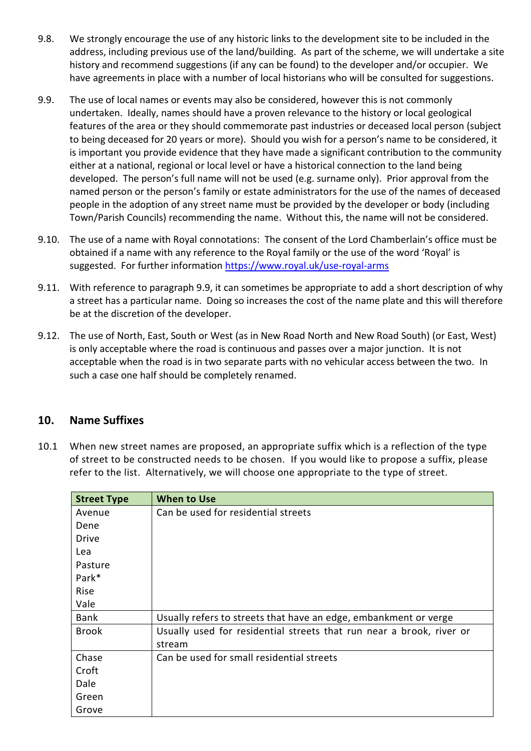9.8. We strongly encourage the use of any historic links to the development site to be included in the address, including previous use of the land/building. As part of the scheme, we will undertake a site history and recommend suggestions (if any can be found) to the developer and/or occupier. We have agreements in place with a number of local historians who will be consulted for suggestions.

9.9. The use of local names or events may also be considered, however this is not commonly undertaken. Ideally, names should have a proven relevance to the history or local geological features of the area or they should commemorate past industries or deceased local person (subject to being deceased for 20 years or more). Should you wish for a person's name to be considered, it is important you provide evidence that they have made a significant contribution to the community either at a national, regional or local level or have a historical connection to the land being developed. The person's full name will not be used (e.g. surname only). Prior approval from the named person or the person's family or estate administrators for the use of the names of deceased people in the adoption of any street name must be provided by the developer or body (including Town/Parish Councils) recommending the name. Without this, the name will not be considered.

9.10. The use of a name with Royal connotations: The consent of the Lord Chamberlain's office must be obtained if a name with any reference to the Royal family or the use of the word 'Royal' is suggested. For further information https://www.royal.uk/use-royal-arms

9.11. With reference to paragraph 9.9, it can sometimes be appropriate to add a short description of why a street has a particular name. Doing so increases the cost of the name plate and this will therefore be at the discretion of the developer.

9.12. The use of North, East, South or West (as in New Road North and New Road South) (or East, West) is only acceptable where the road is continuous and passes over a major junction. It is not acceptable when the road is in two separate parts with no vehicular access between the two. In such a case one half should be completely renamed.

## 10. Name Suffixes

10.1 When new street names are proposed, an appropriate suffix which is a reflection of the type of street to be constructed needs to be chosen. If you would like to propose a suffix, please refer to the list. Alternatively, we will choose one appropriate to the type of street.

| Street Type | When to Use |
|---|---|
| Avenue<br>Dene<br>Drive<br>Lea<br>Pasture<br>Park*<br>Rise<br>Vale | Can be used for residential streets |
| Bank | Usually refers to streets that have an edge, embankment or verge |
| Brook | Usually used for residential streets that run near a brook, river or stream |
| Chase<br>Croft<br>Dale<br>Green<br>Grove | Can be used for small residential streets |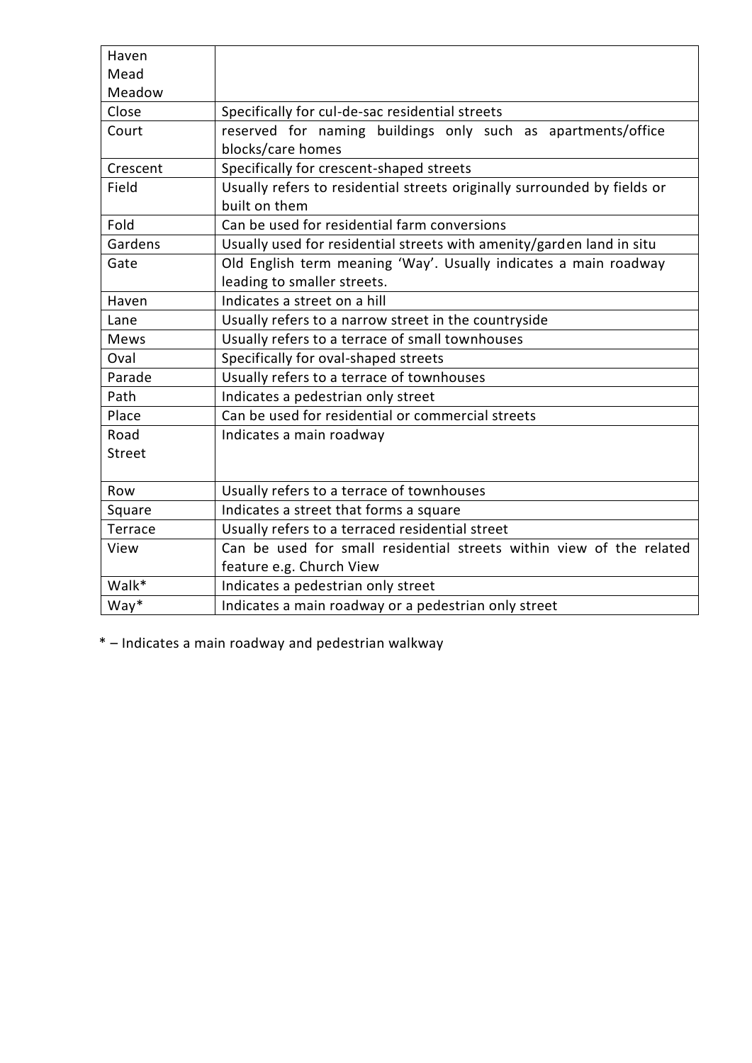| | |
|---|---|
| Haven<br>Mead<br>Meadow | |
| Close | Specifically for cul-de-sac residential streets |
| Court | reserved for naming buildings only such as apartments/office blocks/care homes |
| Crescent | Specifically for crescent-shaped streets |
| Field | Usually refers to residential streets originally surrounded by fields or built on them |
| Fold | Can be used for residential farm conversions |
| Gardens | Usually used for residential streets with amenity/garden land in situ |
| Gate | Old English term meaning 'Way'. Usually indicates a main roadway leading to smaller streets. |
| Haven | Indicates a street on a hill |
| Lane | Usually refers to a narrow street in the countryside |
| Mews | Usually refers to a terrace of small townhouses |
| Oval | Specifically for oval-shaped streets |
| Parade | Usually refers to a terrace of townhouses |
| Path | Indicates a pedestrian only street |
| Place | Can be used for residential or commercial streets |
| Road<br>Street | Indicates a main roadway |
| Row | Usually refers to a terrace of townhouses |
| Square | Indicates a street that forms a square |
| Terrace | Usually refers to a terraced residential street |
| View | Can be used for small residential streets within view of the related feature e.g. Church View |
| Walk* | Indicates a pedestrian only street |
| Way* | Indicates a main roadway or a pedestrian only street |

* – Indicates a main roadway and pedestrian walkway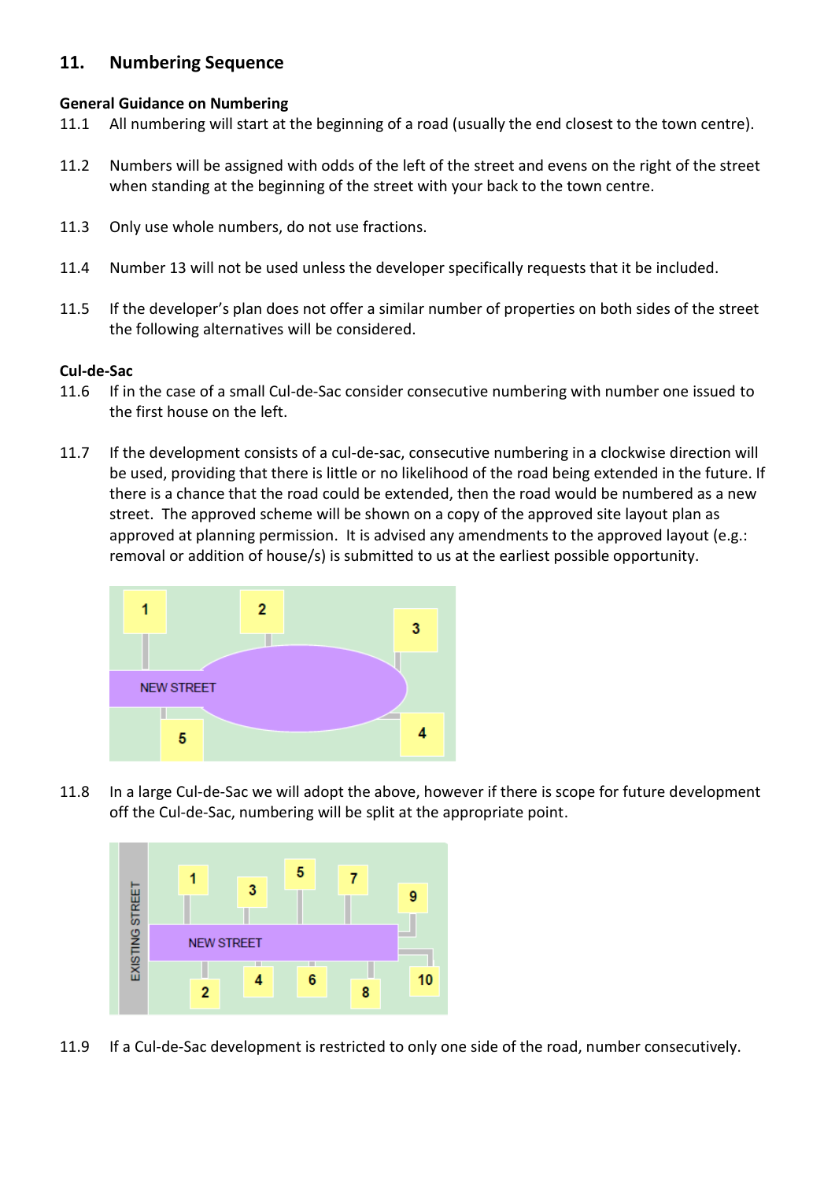## 11. Numbering Sequence

**General Guidance on Numbering**

11.1 All numbering will start at the beginning of a road (usually the end closest to the town centre).

11.2 Numbers will be assigned with odds of the left of the street and evens on the right of the street when standing at the beginning of the street with your back to the town centre.

11.3 Only use whole numbers, do not use fractions.

11.4 Number 13 will not be used unless the developer specifically requests that it be included.

11.5 If the developer's plan does not offer a similar number of properties on both sides of the street the following alternatives will be considered.

**Cul-de-Sac**

11.6 If in the case of a small Cul-de-Sac consider consecutive numbering with number one issued to the first house on the left.

11.7 If the development consists of a cul-de-sac, consecutive numbering in a clockwise direction will be used, providing that there is little or no likelihood of the road being extended in the future. If there is a chance that the road could be extended, then the road would be numbered as a new street. The approved scheme will be shown on a copy of the approved site layout plan as approved at planning permission. It is advised any amendments to the approved layout (e.g.: removal or addition of house/s) is submitted to us at the earliest possible opportunity.

11.8 In a large Cul-de-Sac we will adopt the above, however if there is scope for future development off the Cul-de-Sac, numbering will be split at the appropriate point.

11.9 If a Cul-de-Sac development is restricted to only one side of the road, number consecutively.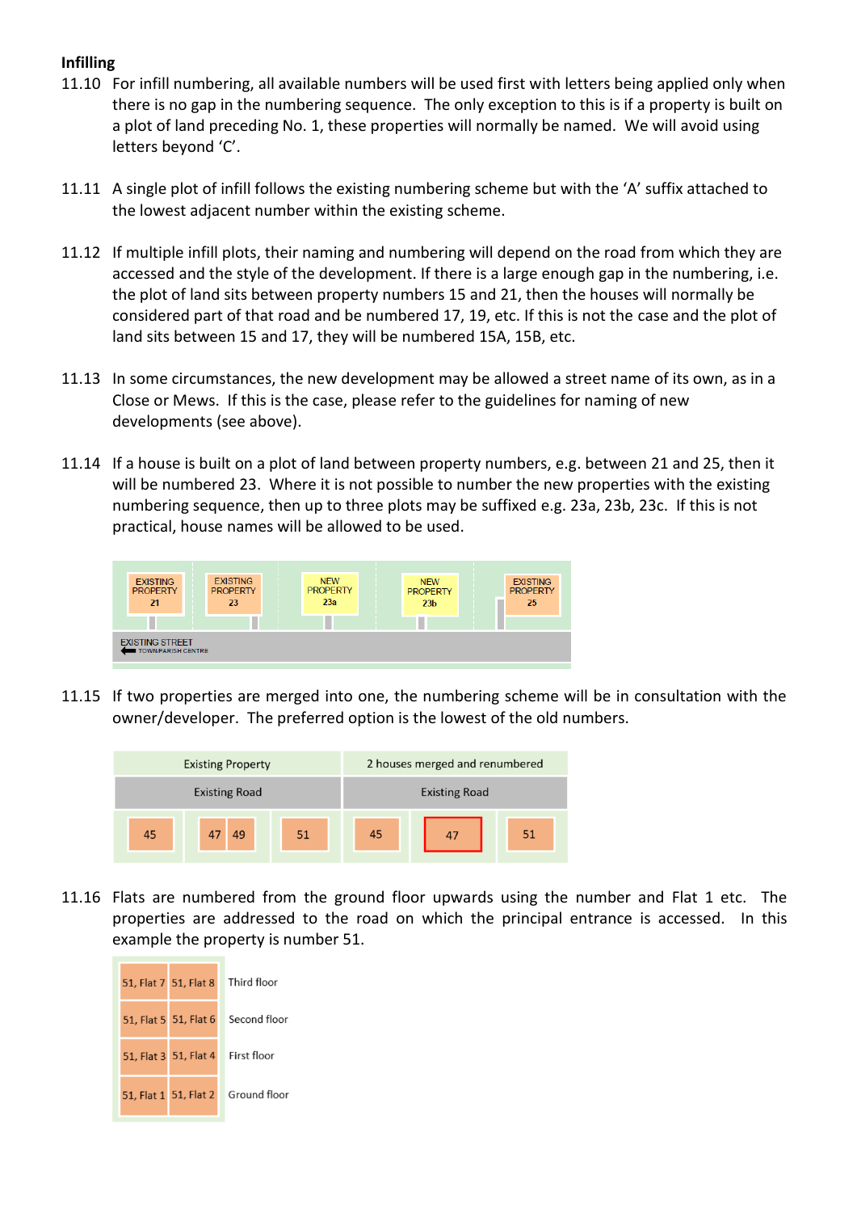**Infilling**

11.10 For infill numbering, all available numbers will be used first with letters being applied only when there is no gap in the numbering sequence. The only exception to this is if a property is built on a plot of land preceding No. 1, these properties will normally be named. We will avoid using letters beyond 'C'.

11.11 A single plot of infill follows the existing numbering scheme but with the 'A' suffix attached to the lowest adjacent number within the existing scheme.

11.12 If multiple infill plots, their naming and numbering will depend on the road from which they are accessed and the style of the development. If there is a large enough gap in the numbering, i.e. the plot of land sits between property numbers 15 and 21, then the houses will normally be considered part of that road and be numbered 17, 19, etc. If this is not the case and the plot of land sits between 15 and 17, they will be numbered 15A, 15B, etc.

11.13 In some circumstances, the new development may be allowed a street name of its own, as in a Close or Mews. If this is the case, please refer to the guidelines for naming of new developments (see above).

11.14 If a house is built on a plot of land between property numbers, e.g. between 21 and 25, then it will be numbered 23. Where it is not possible to number the new properties with the existing numbering sequence, then up to three plots may be suffixed e.g. 23a, 23b, 23c. If this is not practical, house names will be allowed to be used.

| EXISTING PROPERTY 21 | EXISTING PROPERTY 23 | NEW PROPERTY 23a | NEW PROPERTY 23b | EXISTING PROPERTY 25 |
|---|---|---|---|---|
| EXISTING STREET | | | | |
| TOWN/PARISH CENTRE | | | | |

11.15 If two properties are merged into one, the numbering scheme will be in consultation with the owner/developer. The preferred option is the lowest of the old numbers.

| Existing Property | | | 2 houses merged and renumbered | | |
|---|---|---|---|---|---|
| Existing Road | | | Existing Road | | |
| 45 | 47 49 | 51 | 45 | 47 | 51 |

11.16 Flats are numbered from the ground floor upwards using the number and Flat 1 etc. The properties are addressed to the road on which the principal entrance is accessed. In this example the property is number 51.

| | | |
|---|---|---|
| 51, Flat 7 | 51, Flat 8 | Third floor |
| 51, Flat 5 | 51, Flat 6 | Second floor |
| 51, Flat 3 | 51, Flat 4 | First floor |
| 51, Flat 1 | 51, Flat 2 | Ground floor |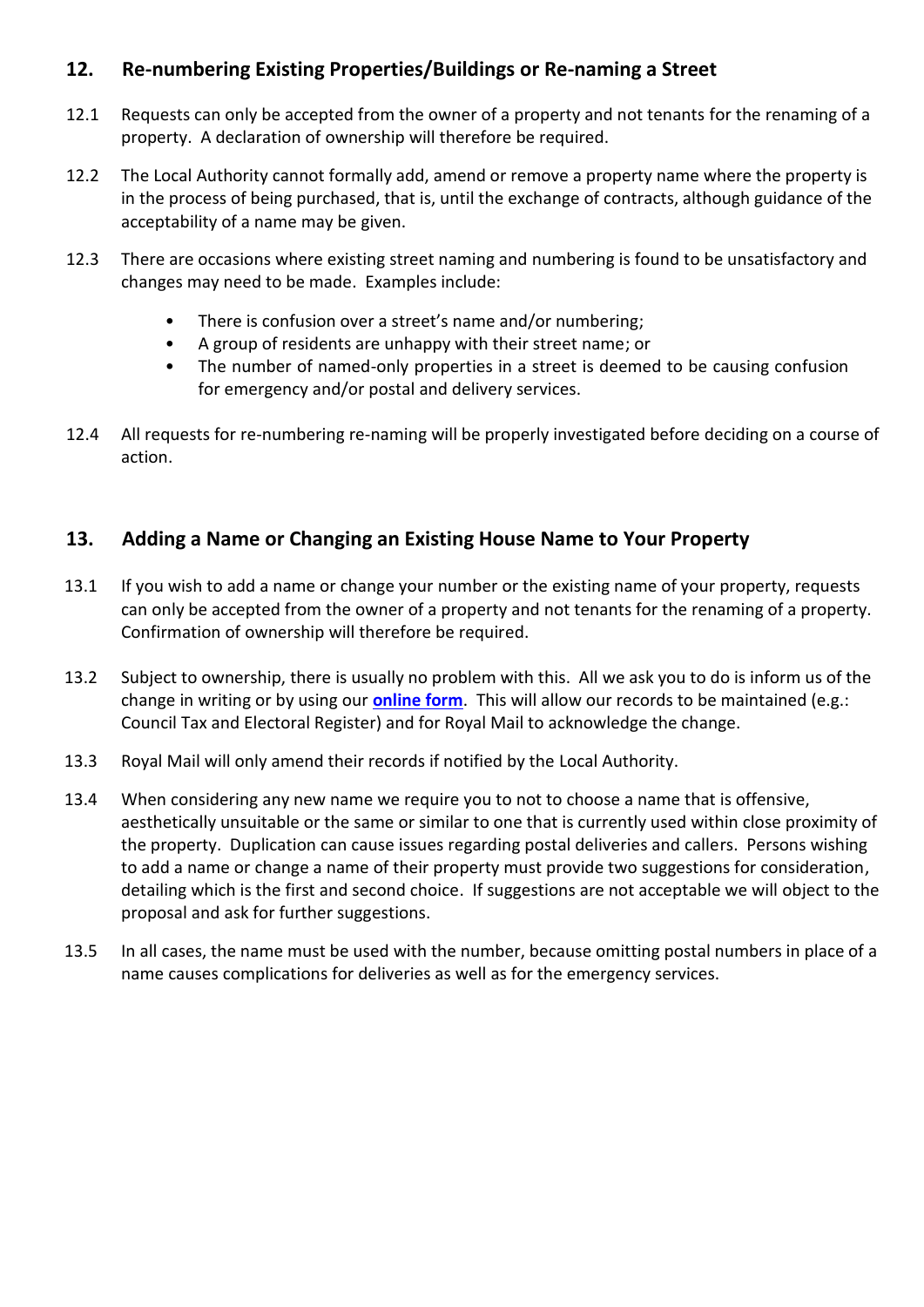## 12. Re-numbering Existing Properties/Buildings or Re-naming a Street

12.1 Requests can only be accepted from the owner of a property and not tenants for the renaming of a property. A declaration of ownership will therefore be required.

12.2 The Local Authority cannot formally add, amend or remove a property name where the property is in the process of being purchased, that is, until the exchange of contracts, although guidance of the acceptability of a name may be given.

12.3 There are occasions where existing street naming and numbering is found to be unsatisfactory and changes may need to be made. Examples include:

- There is confusion over a street's name and/or numbering;
- A group of residents are unhappy with their street name; or
- The number of named-only properties in a street is deemed to be causing confusion for emergency and/or postal and delivery services.

12.4 All requests for re-numbering re-naming will be properly investigated before deciding on a course of action.

## 13. Adding a Name or Changing an Existing House Name to Your Property

13.1 If you wish to add a name or change your number or the existing name of your property, requests can only be accepted from the owner of a property and not tenants for the renaming of a property. Confirmation of ownership will therefore be required.

13.2 Subject to ownership, there is usually no problem with this. All we ask you to do is inform us of the change in writing or by using our **online form**. This will allow our records to be maintained (e.g.: Council Tax and Electoral Register) and for Royal Mail to acknowledge the change.

13.3 Royal Mail will only amend their records if notified by the Local Authority.

13.4 When considering any new name we require you to not to choose a name that is offensive, aesthetically unsuitable or the same or similar to one that is currently used within close proximity of the property. Duplication can cause issues regarding postal deliveries and callers. Persons wishing to add a name or change a name of their property must provide two suggestions for consideration, detailing which is the first and second choice. If suggestions are not acceptable we will object to the proposal and ask for further suggestions.

13.5 In all cases, the name must be used with the number, because omitting postal numbers in place of a name causes complications for deliveries as well as for the emergency services.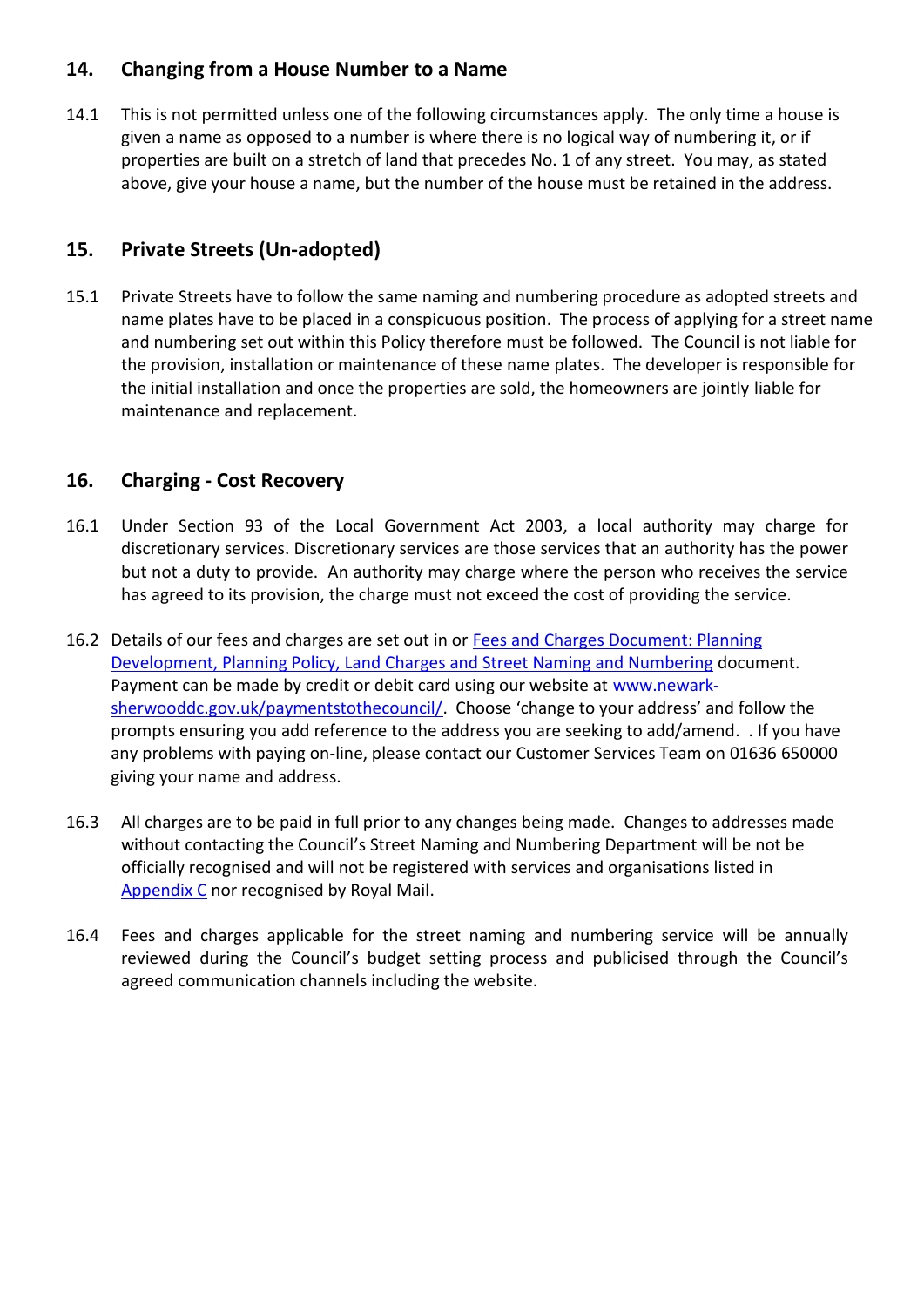## 14. Changing from a House Number to a Name

14.1 This is not permitted unless one of the following circumstances apply. The only time a house is given a name as opposed to a number is where there is no logical way of numbering it, or if properties are built on a stretch of land that precedes No. 1 of any street. You may, as stated above, give your house a name, but the number of the house must be retained in the address.

## 15. Private Streets (Un-adopted)

15.1 Private Streets have to follow the same naming and numbering procedure as adopted streets and name plates have to be placed in a conspicuous position. The process of applying for a street name and numbering set out within this Policy therefore must be followed. The Council is not liable for the provision, installation or maintenance of these name plates. The developer is responsible for the initial installation and once the properties are sold, the homeowners are jointly liable for maintenance and replacement.

## 16. Charging - Cost Recovery

16.1 Under Section 93 of the Local Government Act 2003, a local authority may charge for discretionary services. Discretionary services are those services that an authority has the power but not a duty to provide. An authority may charge where the person who receives the service has agreed to its provision, the charge must not exceed the cost of providing the service.

16.2 Details of our fees and charges are set out in or [Fees and Charges Document: Planning Development, Planning Policy, Land Charges and Street Naming and Numbering]() document. Payment can be made by credit or debit card using our website at [www.newark-sherwooddc.gov.uk/paymentstothecouncil/](). Choose 'change to your address' and follow the prompts ensuring you add reference to the address you are seeking to add/amend. . If you have any problems with paying on-line, please contact our Customer Services Team on 01636 650000 giving your name and address.

16.3 All charges are to be paid in full prior to any changes being made. Changes to addresses made without contacting the Council's Street Naming and Numbering Department will be not be officially recognised and will not be registered with services and organisations listed in [Appendix C]() nor recognised by Royal Mail.

16.4 Fees and charges applicable for the street naming and numbering service will be annually reviewed during the Council's budget setting process and publicised through the Council's agreed communication channels including the website.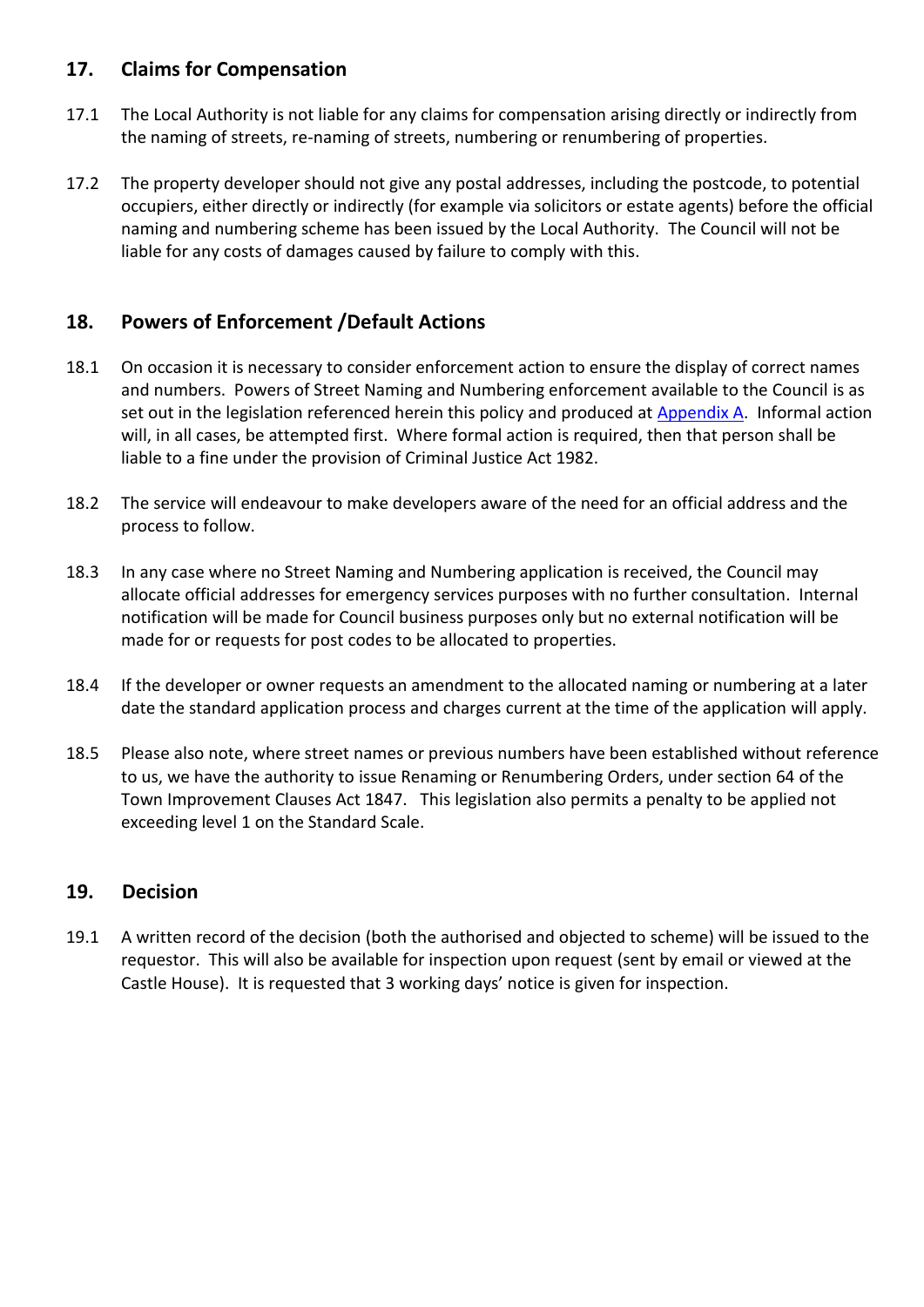## 17. Claims for Compensation

17.1 The Local Authority is not liable for any claims for compensation arising directly or indirectly from the naming of streets, re-naming of streets, numbering or renumbering of properties.

17.2 The property developer should not give any postal addresses, including the postcode, to potential occupiers, either directly or indirectly (for example via solicitors or estate agents) before the official naming and numbering scheme has been issued by the Local Authority. The Council will not be liable for any costs of damages caused by failure to comply with this.

## 18. Powers of Enforcement /Default Actions

18.1 On occasion it is necessary to consider enforcement action to ensure the display of correct names and numbers. Powers of Street Naming and Numbering enforcement available to the Council is as set out in the legislation referenced herein this policy and produced at Appendix A. Informal action will, in all cases, be attempted first. Where formal action is required, then that person shall be liable to a fine under the provision of Criminal Justice Act 1982.

18.2 The service will endeavour to make developers aware of the need for an official address and the process to follow.

18.3 In any case where no Street Naming and Numbering application is received, the Council may allocate official addresses for emergency services purposes with no further consultation. Internal notification will be made for Council business purposes only but no external notification will be made for or requests for post codes to be allocated to properties.

18.4 If the developer or owner requests an amendment to the allocated naming or numbering at a later date the standard application process and charges current at the time of the application will apply.

18.5 Please also note, where street names or previous numbers have been established without reference to us, we have the authority to issue Renaming or Renumbering Orders, under section 64 of the Town Improvement Clauses Act 1847. This legislation also permits a penalty to be applied not exceeding level 1 on the Standard Scale.

## 19. Decision

19.1 A written record of the decision (both the authorised and objected to scheme) will be issued to the requestor. This will also be available for inspection upon request (sent by email or viewed at the Castle House). It is requested that 3 working days' notice is given for inspection.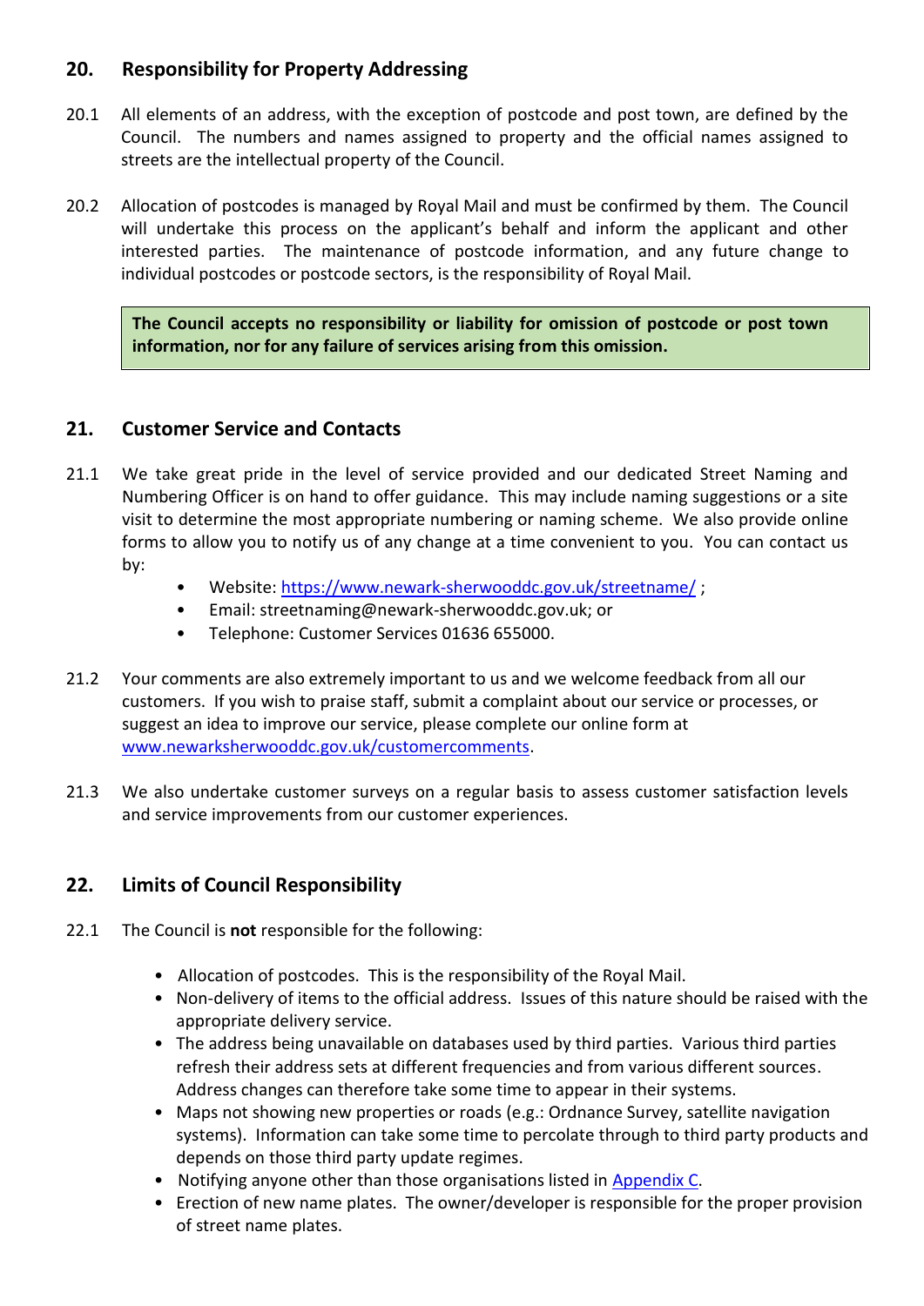## 20. Responsibility for Property Addressing

20.1 All elements of an address, with the exception of postcode and post town, are defined by the Council. The numbers and names assigned to property and the official names assigned to streets are the intellectual property of the Council.

20.2 Allocation of postcodes is managed by Royal Mail and must be confirmed by them. The Council will undertake this process on the applicant's behalf and inform the applicant and other interested parties. The maintenance of postcode information, and any future change to individual postcodes or postcode sectors, is the responsibility of Royal Mail.

**The Council accepts no responsibility or liability for omission of postcode or post town information, nor for any failure of services arising from this omission.**

## 21. Customer Service and Contacts

21.1 We take great pride in the level of service provided and our dedicated Street Naming and Numbering Officer is on hand to offer guidance. This may include naming suggestions or a site visit to determine the most appropriate numbering or naming scheme. We also provide online forms to allow you to notify us of any change at a time convenient to you. You can contact us by:

- Website: [https://www.newark-sherwooddc.gov.uk/streetname/](https://www.newark-sherwooddc.gov.uk/streetname/) ;
- Email: streetnaming@newark-sherwooddc.gov.uk; or
- Telephone: Customer Services 01636 655000.

21.2 Your comments are also extremely important to us and we welcome feedback from all our customers. If you wish to praise staff, submit a complaint about our service or processes, or suggest an idea to improve our service, please complete our online form at [www.newarksherwooddc.gov.uk/customercomments](www.newarksherwooddc.gov.uk/customercomments).

21.3 We also undertake customer surveys on a regular basis to assess customer satisfaction levels and service improvements from our customer experiences.

## 22. Limits of Council Responsibility

22.1 The Council is **not** responsible for the following:

- Allocation of postcodes. This is the responsibility of the Royal Mail.
- Non-delivery of items to the official address. Issues of this nature should be raised with the appropriate delivery service.
- The address being unavailable on databases used by third parties. Various third parties refresh their address sets at different frequencies and from various different sources. Address changes can therefore take some time to appear in their systems.
- Maps not showing new properties or roads (e.g.: Ordnance Survey, satellite navigation systems). Information can take some time to percolate through to third party products and depends on those third party update regimes.
- Notifying anyone other than those organisations listed in Appendix C.
- Erection of new name plates. The owner/developer is responsible for the proper provision of street name plates.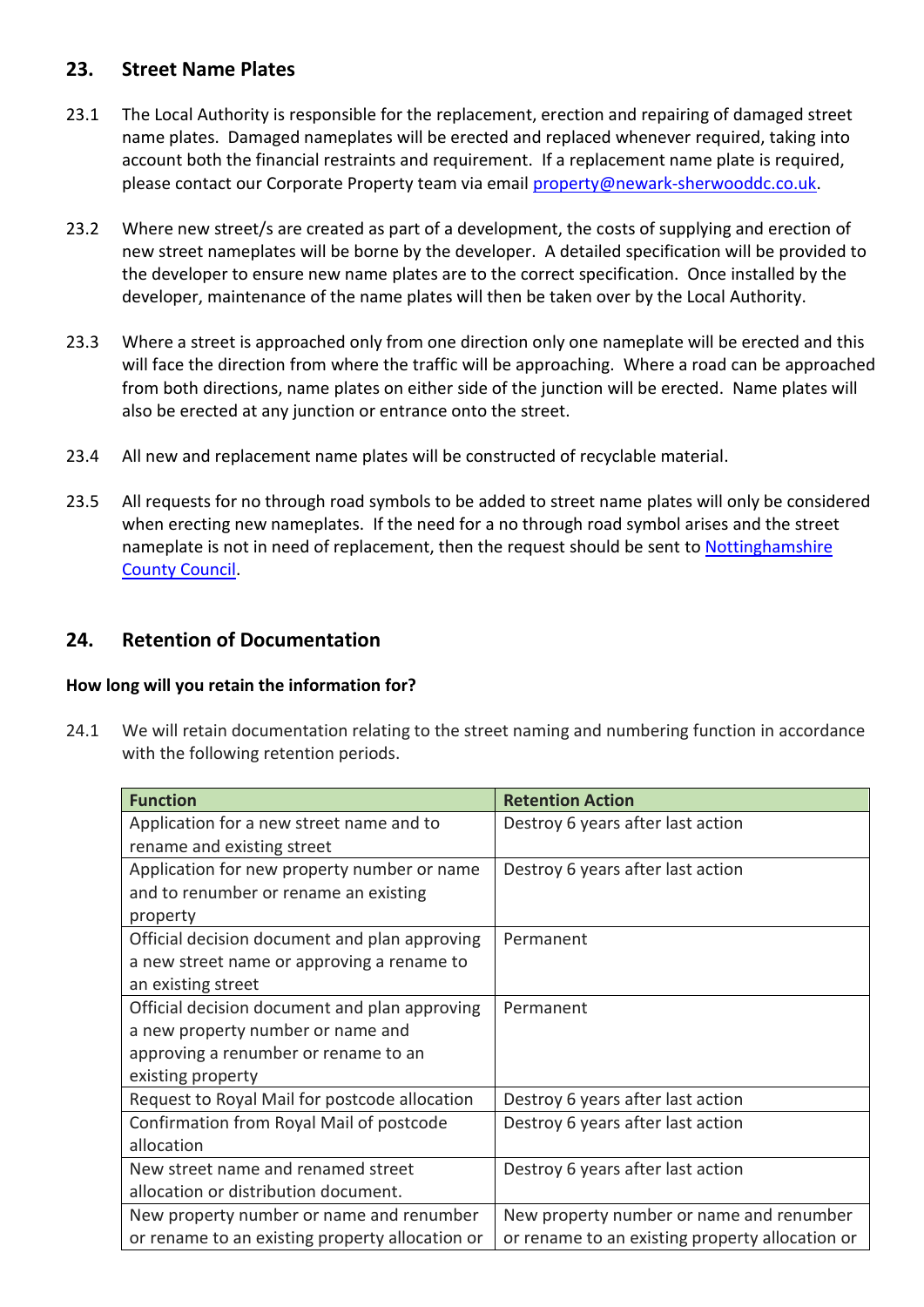## 23. Street Name Plates

23.1 The Local Authority is responsible for the replacement, erection and repairing of damaged street name plates. Damaged nameplates will be erected and replaced whenever required, taking into account both the financial restraints and requirement. If a replacement name plate is required, please contact our Corporate Property team via email property@newark-sherwooddc.co.uk.

23.2 Where new street/s are created as part of a development, the costs of supplying and erection of new street nameplates will be borne by the developer. A detailed specification will be provided to the developer to ensure new name plates are to the correct specification. Once installed by the developer, maintenance of the name plates will then be taken over by the Local Authority.

23.3 Where a street is approached only from one direction only one nameplate will be erected and this will face the direction from where the traffic will be approaching. Where a road can be approached from both directions, name plates on either side of the junction will be erected. Name plates will also be erected at any junction or entrance onto the street.

23.4 All new and replacement name plates will be constructed of recyclable material.

23.5 All requests for no through road symbols to be added to street name plates will only be considered when erecting new nameplates. If the need for a no through road symbol arises and the street nameplate is not in need of replacement, then the request should be sent to Nottinghamshire County Council.

## 24. Retention of Documentation

**How long will you retain the information for?**

24.1 We will retain documentation relating to the street naming and numbering function in accordance with the following retention periods.

| Function | Retention Action |
|---|---|
| Application for a new street name and to rename and existing street | Destroy 6 years after last action |
| Application for new property number or name and to renumber or rename an existing property | Destroy 6 years after last action |
| Official decision document and plan approving a new street name or approving a rename to an existing street | Permanent |
| Official decision document and plan approving a new property number or name and approving a renumber or rename to an existing property | Permanent |
| Request to Royal Mail for postcode allocation | Destroy 6 years after last action |
| Confirmation from Royal Mail of postcode allocation | Destroy 6 years after last action |
| New street name and renamed street allocation or distribution document. | Destroy 6 years after last action |
| New property number or name and renumber or rename to an existing property allocation or | New property number or name and renumber or rename to an existing property allocation or |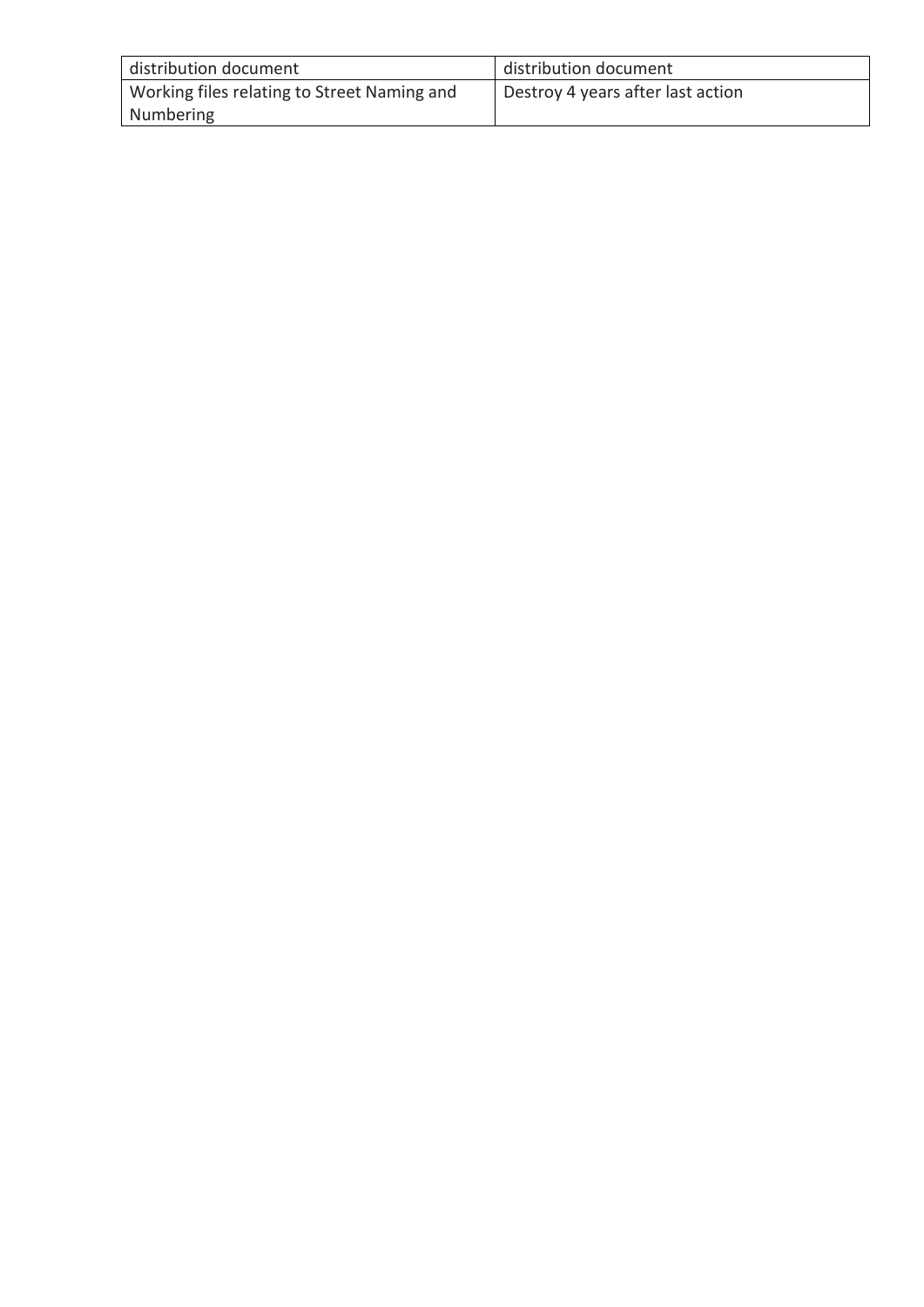| distribution document | distribution document |
| --- | --- |
| Working files relating to Street Naming and Numbering | Destroy 4 years after last action |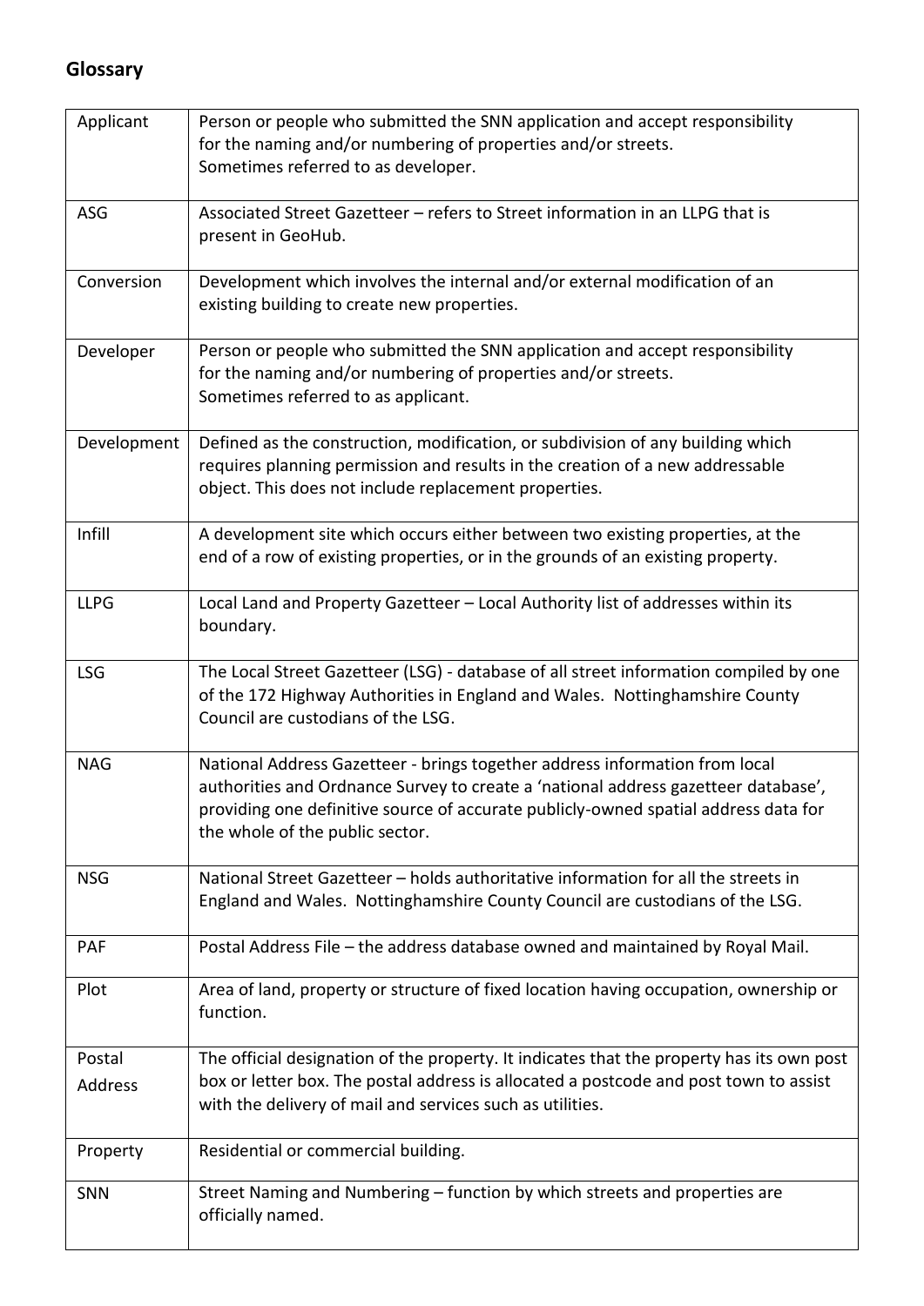## Glossary

| | |
|---|---|
| Applicant | Person or people who submitted the SNN application and accept responsibility for the naming and/or numbering of properties and/or streets. Sometimes referred to as developer. |
| ASG | Associated Street Gazetteer – refers to Street information in an LLPG that is present in GeoHub. |
| Conversion | Development which involves the internal and/or external modification of an existing building to create new properties. |
| Developer | Person or people who submitted the SNN application and accept responsibility for the naming and/or numbering of properties and/or streets. Sometimes referred to as applicant. |
| Development | Defined as the construction, modification, or subdivision of any building which requires planning permission and results in the creation of a new addressable object. This does not include replacement properties. |
| Infill | A development site which occurs either between two existing properties, at the end of a row of existing properties, or in the grounds of an existing property. |
| LLPG | Local Land and Property Gazetteer – Local Authority list of addresses within its boundary. |
| LSG | The Local Street Gazetteer (LSG) - database of all street information compiled by one of the 172 Highway Authorities in England and Wales. Nottinghamshire County Council are custodians of the LSG. |
| NAG | National Address Gazetteer - brings together address information from local authorities and Ordnance Survey to create a 'national address gazetteer database', providing one definitive source of accurate publicly-owned spatial address data for the whole of the public sector. |
| NSG | National Street Gazetteer – holds authoritative information for all the streets in England and Wales. Nottinghamshire County Council are custodians of the LSG. |
| PAF | Postal Address File – the address database owned and maintained by Royal Mail. |
| Plot | Area of land, property or structure of fixed location having occupation, ownership or function. |
| Postal Address | The official designation of the property. It indicates that the property has its own post box or letter box. The postal address is allocated a postcode and post town to assist with the delivery of mail and services such as utilities. |
| Property | Residential or commercial building. |
| SNN | Street Naming and Numbering – function by which streets and properties are officially named. |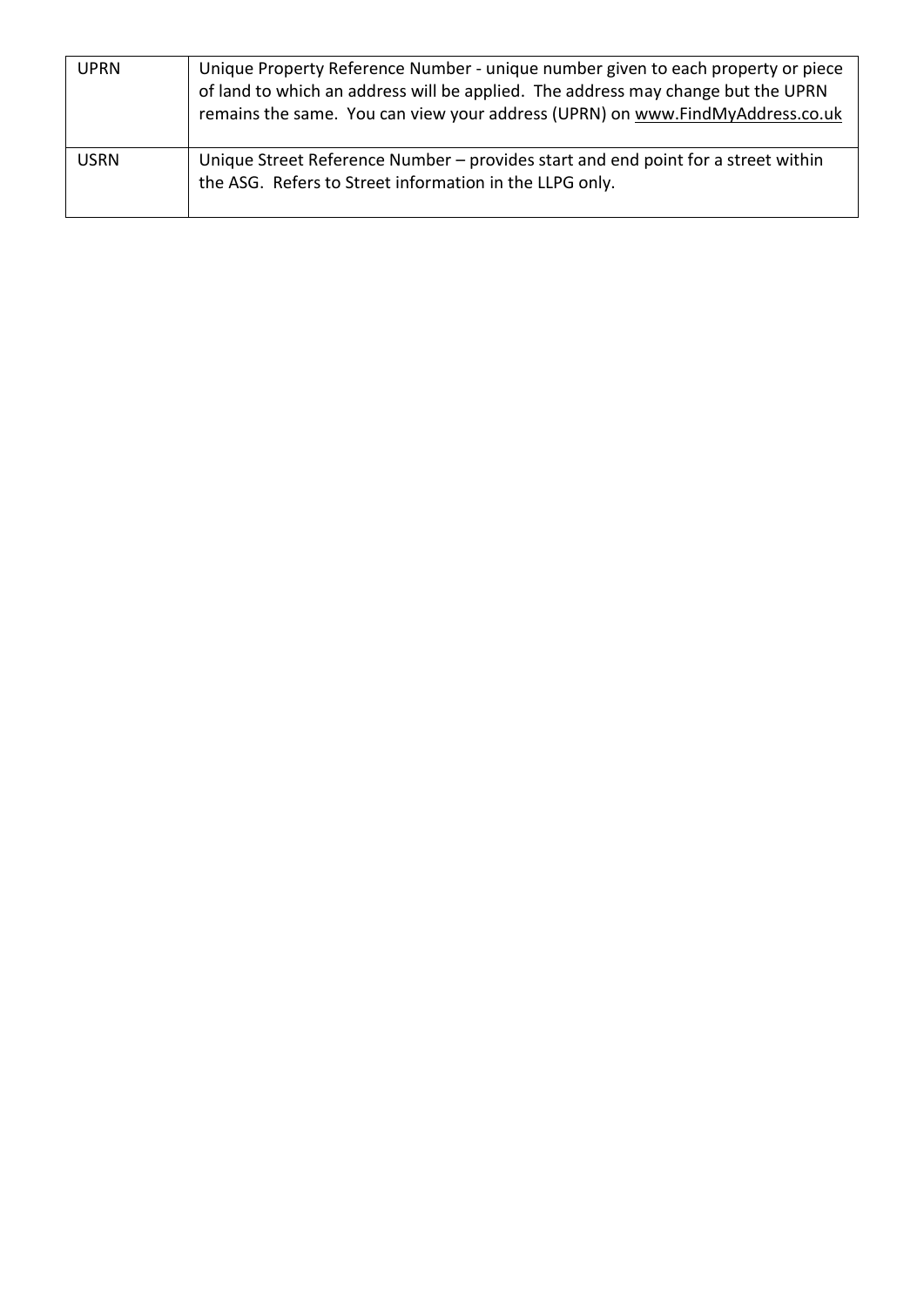| UPRN | Unique Property Reference Number - unique number given to each property or piece of land to which an address will be applied. The address may change but the UPRN remains the same. You can view your address (UPRN) on www.FindMyAddress.co.uk |
|---|---|
| USRN | Unique Street Reference Number – provides start and end point for a street within the ASG. Refers to Street information in the LLPG only. |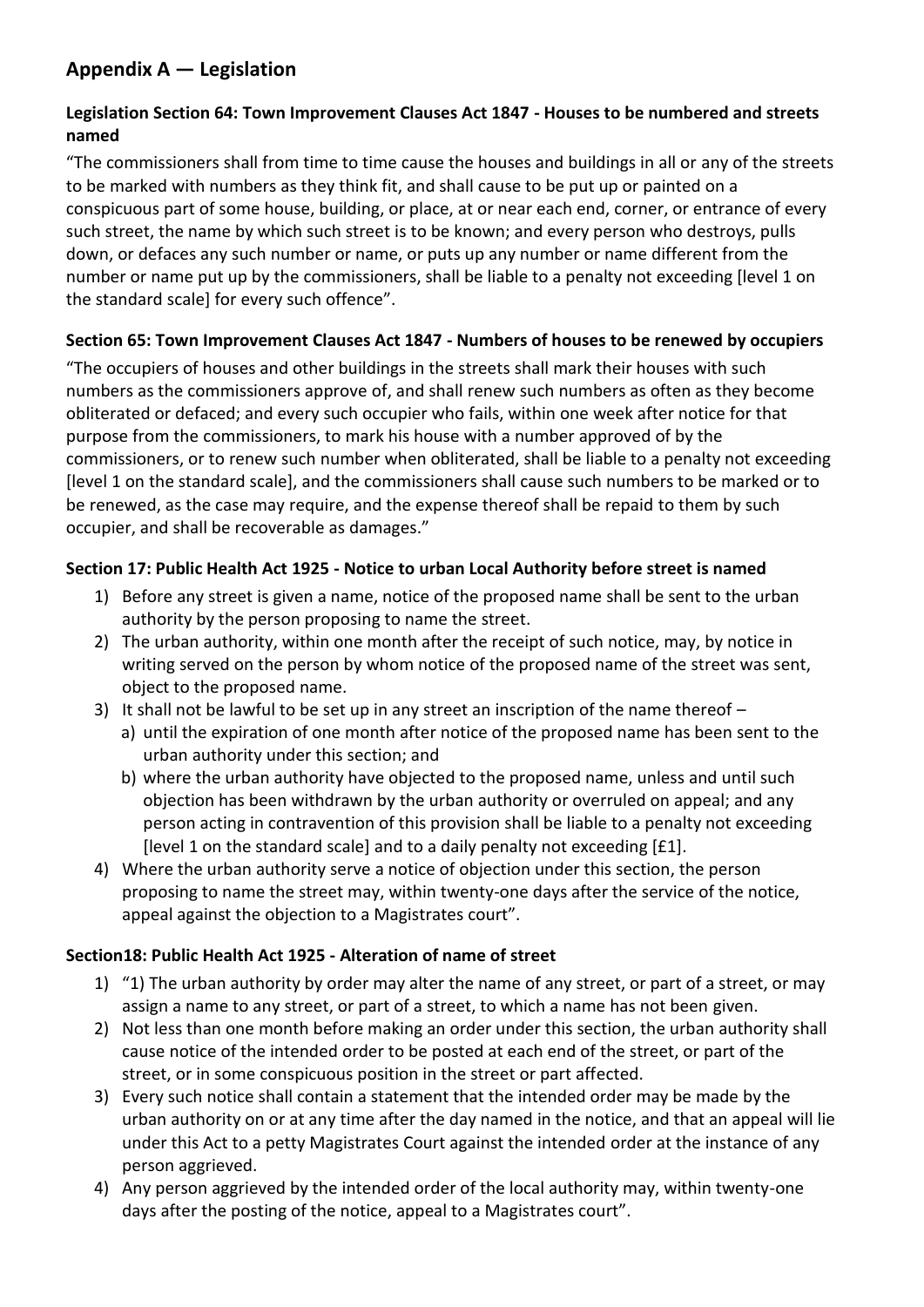## Appendix A — Legislation

### Legislation Section 64: Town Improvement Clauses Act 1847 - Houses to be numbered and streets named

"The commissioners shall from time to time cause the houses and buildings in all or any of the streets to be marked with numbers as they think fit, and shall cause to be put up or painted on a conspicuous part of some house, building, or place, at or near each end, corner, or entrance of every such street, the name by which such street is to be known; and every person who destroys, pulls down, or defaces any such number or name, or puts up any number or name different from the number or name put up by the commissioners, shall be liable to a penalty not exceeding [level 1 on the standard scale] for every such offence".

### Section 65: Town Improvement Clauses Act 1847 - Numbers of houses to be renewed by occupiers

"The occupiers of houses and other buildings in the streets shall mark their houses with such numbers as the commissioners approve of, and shall renew such numbers as often as they become obliterated or defaced; and every such occupier who fails, within one week after notice for that purpose from the commissioners, to mark his house with a number approved of by the commissioners, or to renew such number when obliterated, shall be liable to a penalty not exceeding [level 1 on the standard scale], and the commissioners shall cause such numbers to be marked or to be renewed, as the case may require, and the expense thereof shall be repaid to them by such occupier, and shall be recoverable as damages."

### Section 17: Public Health Act 1925 - Notice to urban Local Authority before street is named

1) Before any street is given a name, notice of the proposed name shall be sent to the urban authority by the person proposing to name the street.
2) The urban authority, within one month after the receipt of such notice, may, by notice in writing served on the person by whom notice of the proposed name of the street was sent, object to the proposed name.
3) It shall not be lawful to be set up in any street an inscription of the name thereof –
   a) until the expiration of one month after notice of the proposed name has been sent to the urban authority under this section; and
   b) where the urban authority have objected to the proposed name, unless and until such objection has been withdrawn by the urban authority or overruled on appeal; and any person acting in contravention of this provision shall be liable to a penalty not exceeding [level 1 on the standard scale] and to a daily penalty not exceeding [£1].
4) Where the urban authority serve a notice of objection under this section, the person proposing to name the street may, within twenty-one days after the service of the notice, appeal against the objection to a Magistrates court".

### Section18: Public Health Act 1925 - Alteration of name of street

1) "1) The urban authority by order may alter the name of any street, or part of a street, or may assign a name to any street, or part of a street, to which a name has not been given.
2) Not less than one month before making an order under this section, the urban authority shall cause notice of the intended order to be posted at each end of the street, or part of the street, or in some conspicuous position in the street or part affected.
3) Every such notice shall contain a statement that the intended order may be made by the urban authority on or at any time after the day named in the notice, and that an appeal will lie under this Act to a petty Magistrates Court against the intended order at the instance of any person aggrieved.
4) Any person aggrieved by the intended order of the local authority may, within twenty-one days after the posting of the notice, appeal to a Magistrates court".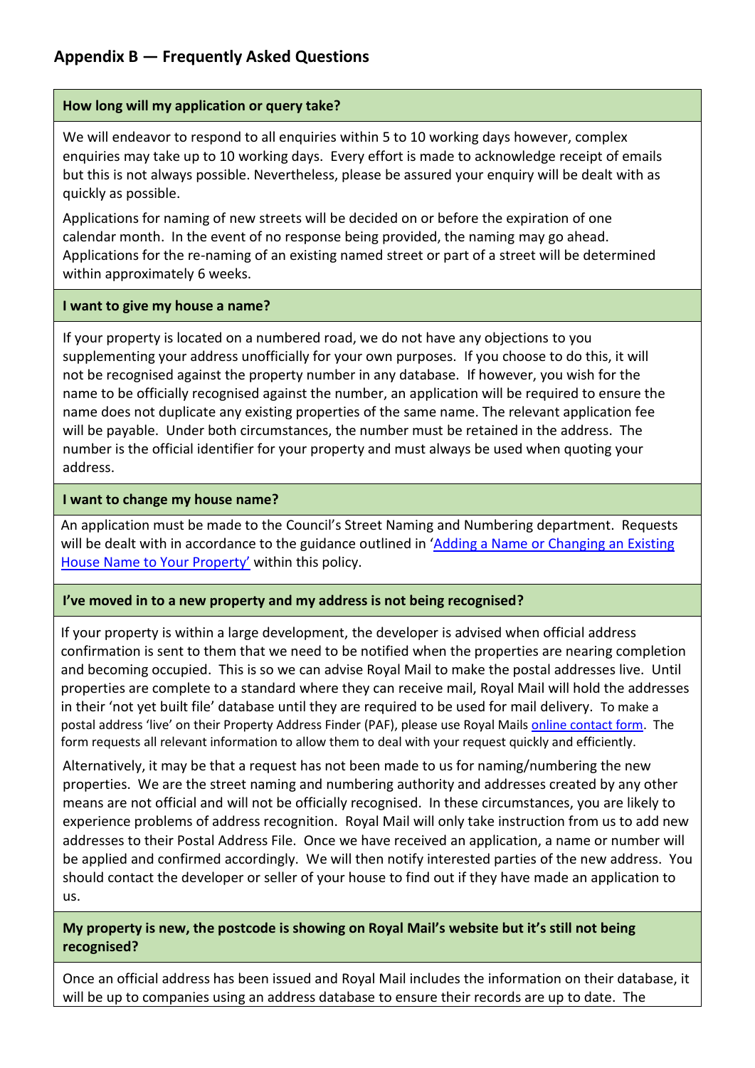## Appendix B — Frequently Asked Questions

**How long will my application or query take?**

We will endeavor to respond to all enquiries within 5 to 10 working days however, complex enquiries may take up to 10 working days. Every effort is made to acknowledge receipt of emails but this is not always possible. Nevertheless, please be assured your enquiry will be dealt with as quickly as possible.

Applications for naming of new streets will be decided on or before the expiration of one calendar month. In the event of no response being provided, the naming may go ahead. Applications for the re-naming of an existing named street or part of a street will be determined within approximately 6 weeks.

**I want to give my house a name?**

If your property is located on a numbered road, we do not have any objections to you supplementing your address unofficially for your own purposes. If you choose to do this, it will not be recognised against the property number in any database. If however, you wish for the name to be officially recognised against the number, an application will be required to ensure the name does not duplicate any existing properties of the same name. The relevant application fee will be payable. Under both circumstances, the number must be retained in the address. The number is the official identifier for your property and must always be used when quoting your address.

**I want to change my house name?**

An application must be made to the Council's Street Naming and Numbering department. Requests will be dealt with in accordance to the guidance outlined in '[Adding a Name or Changing an Existing House Name to Your Property'](#) within this policy.

**I've moved in to a new property and my address is not being recognised?**

If your property is within a large development, the developer is advised when official address confirmation is sent to them that we need to be notified when the properties are nearing completion and becoming occupied. This is so we can advise Royal Mail to make the postal addresses live. Until properties are complete to a standard where they can receive mail, Royal Mail will hold the addresses in their 'not yet built file' database until they are required to be used for mail delivery. To make a postal address 'live' on their Property Address Finder (PAF), please use Royal Mails [online contact form](#). The form requests all relevant information to allow them to deal with your request quickly and efficiently.

Alternatively, it may be that a request has not been made to us for naming/numbering the new properties. We are the street naming and numbering authority and addresses created by any other means are not official and will not be officially recognised. In these circumstances, you are likely to experience problems of address recognition. Royal Mail will only take instruction from us to add new addresses to their Postal Address File. Once we have received an application, a name or number will be applied and confirmed accordingly. We will then notify interested parties of the new address. You should contact the developer or seller of your house to find out if they have made an application to us.

**My property is new, the postcode is showing on Royal Mail's website but it's still not being recognised?**

Once an official address has been issued and Royal Mail includes the information on their database, it will be up to companies using an address database to ensure their records are up to date. The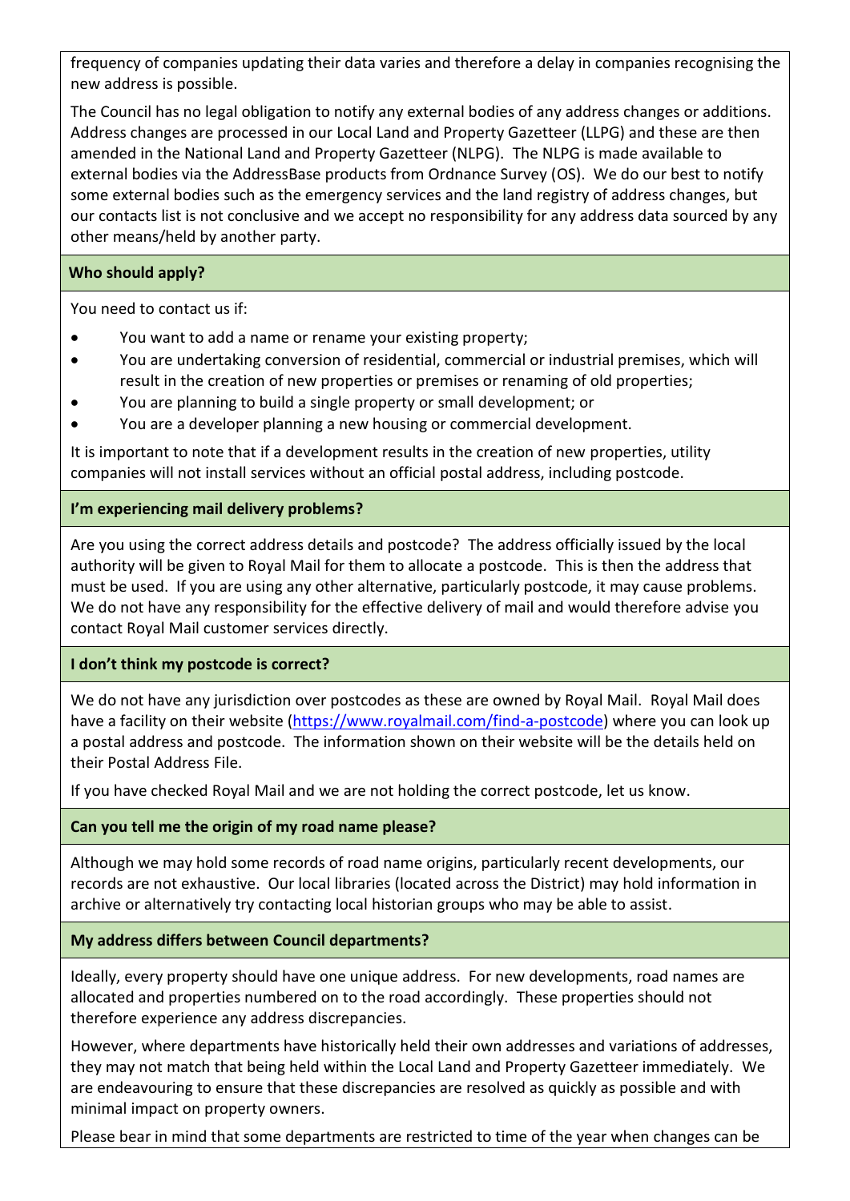frequency of companies updating their data varies and therefore a delay in companies recognising the new address is possible.

The Council has no legal obligation to notify any external bodies of any address changes or additions. Address changes are processed in our Local Land and Property Gazetteer (LLPG) and these are then amended in the National Land and Property Gazetteer (NLPG). The NLPG is made available to external bodies via the AddressBase products from Ordnance Survey (OS). We do our best to notify some external bodies such as the emergency services and the land registry of address changes, but our contacts list is not conclusive and we accept no responsibility for any address data sourced by any other means/held by another party.

**Who should apply?**

You need to contact us if:

- You want to add a name or rename your existing property;
- You are undertaking conversion of residential, commercial or industrial premises, which will result in the creation of new properties or premises or renaming of old properties;
- You are planning to build a single property or small development; or
- You are a developer planning a new housing or commercial development.

It is important to note that if a development results in the creation of new properties, utility companies will not install services without an official postal address, including postcode.

**I'm experiencing mail delivery problems?**

Are you using the correct address details and postcode? The address officially issued by the local authority will be given to Royal Mail for them to allocate a postcode. This is then the address that must be used. If you are using any other alternative, particularly postcode, it may cause problems. We do not have any responsibility for the effective delivery of mail and would therefore advise you contact Royal Mail customer services directly.

**I don't think my postcode is correct?**

We do not have any jurisdiction over postcodes as these are owned by Royal Mail. Royal Mail does have a facility on their website (https://www.royalmail.com/find-a-postcode) where you can look up a postal address and postcode. The information shown on their website will be the details held on their Postal Address File.

If you have checked Royal Mail and we are not holding the correct postcode, let us know.

**Can you tell me the origin of my road name please?**

Although we may hold some records of road name origins, particularly recent developments, our records are not exhaustive. Our local libraries (located across the District) may hold information in archive or alternatively try contacting local historian groups who may be able to assist.

**My address differs between Council departments?**

Ideally, every property should have one unique address. For new developments, road names are allocated and properties numbered on to the road accordingly. These properties should not therefore experience any address discrepancies.

However, where departments have historically held their own addresses and variations of addresses, they may not match that being held within the Local Land and Property Gazetteer immediately. We are endeavouring to ensure that these discrepancies are resolved as quickly as possible and with minimal impact on property owners.

Please bear in mind that some departments are restricted to time of the year when changes can be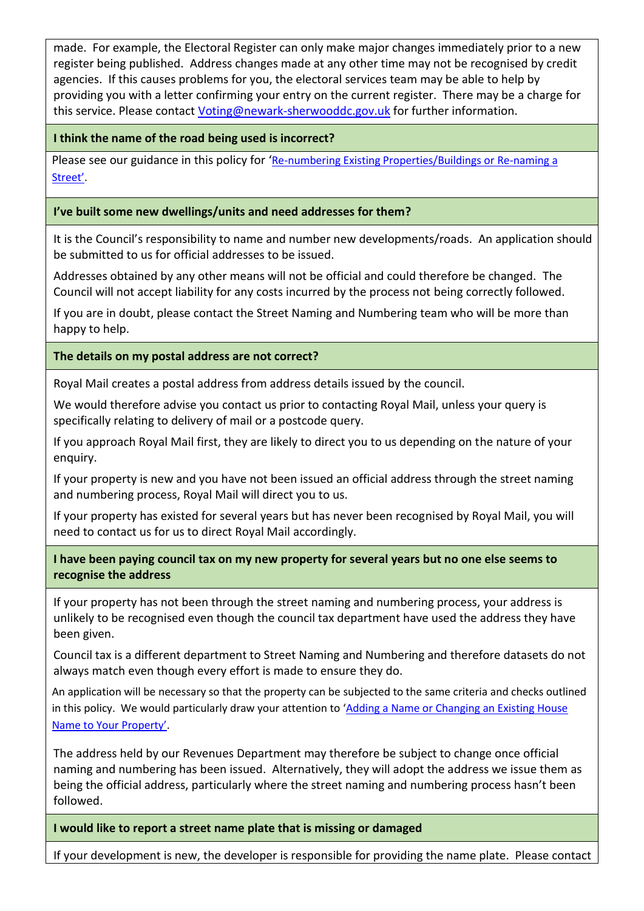made. For example, the Electoral Register can only make major changes immediately prior to a new register being published. Address changes made at any other time may not be recognised by credit agencies. If this causes problems for you, the electoral services team may be able to help by providing you with a letter confirming your entry on the current register. There may be a charge for this service. Please contact Voting@newark-sherwooddc.gov.uk for further information.

**I think the name of the road being used is incorrect?**

Please see our guidance in this policy for 'Re-numbering Existing Properties/Buildings or Re-naming a Street'.

**I've built some new dwellings/units and need addresses for them?**

It is the Council's responsibility to name and number new developments/roads. An application should be submitted to us for official addresses to be issued.

Addresses obtained by any other means will not be official and could therefore be changed. The Council will not accept liability for any costs incurred by the process not being correctly followed.

If you are in doubt, please contact the Street Naming and Numbering team who will be more than happy to help.

**The details on my postal address are not correct?**

Royal Mail creates a postal address from address details issued by the council.

We would therefore advise you contact us prior to contacting Royal Mail, unless your query is specifically relating to delivery of mail or a postcode query.

If you approach Royal Mail first, they are likely to direct you to us depending on the nature of your enquiry.

If your property is new and you have not been issued an official address through the street naming and numbering process, Royal Mail will direct you to us.

If your property has existed for several years but has never been recognised by Royal Mail, you will need to contact us for us to direct Royal Mail accordingly.

**I have been paying council tax on my new property for several years but no one else seems to recognise the address**

If your property has not been through the street naming and numbering process, your address is unlikely to be recognised even though the council tax department have used the address they have been given.

Council tax is a different department to Street Naming and Numbering and therefore datasets do not always match even though every effort is made to ensure they do.

An application will be necessary so that the property can be subjected to the same criteria and checks outlined in this policy. We would particularly draw your attention to 'Adding a Name or Changing an Existing House Name to Your Property'.

The address held by our Revenues Department may therefore be subject to change once official naming and numbering has been issued. Alternatively, they will adopt the address we issue them as being the official address, particularly where the street naming and numbering process hasn't been followed.

**I would like to report a street name plate that is missing or damaged**

If your development is new, the developer is responsible for providing the name plate. Please contact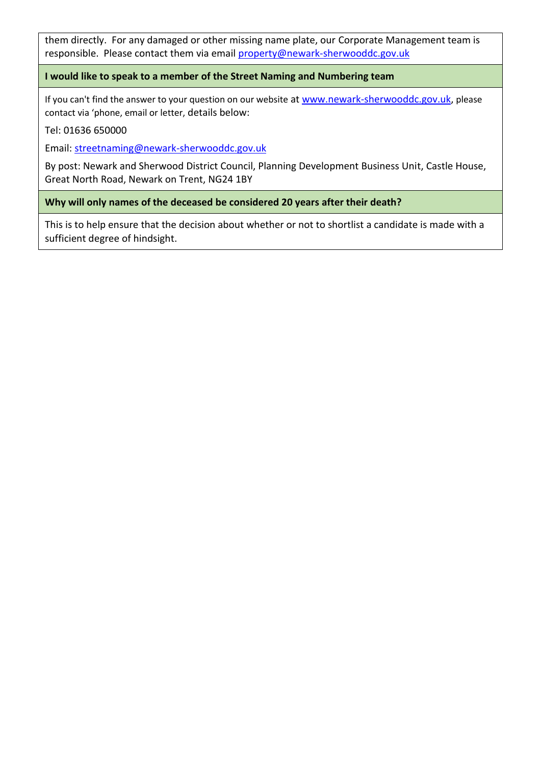them directly. For any damaged or other missing name plate, our Corporate Management team is responsible. Please contact them via email property@newark-sherwooddc.gov.uk

**I would like to speak to a member of the Street Naming and Numbering team**

If you can't find the answer to your question on our website at www.newark-sherwooddc.gov.uk, please contact via 'phone, email or letter, details below:

Tel: 01636 650000

Email: streetnaming@newark-sherwooddc.gov.uk

By post: Newark and Sherwood District Council, Planning Development Business Unit, Castle House, Great North Road, Newark on Trent, NG24 1BY

**Why will only names of the deceased be considered 20 years after their death?**

This is to help ensure that the decision about whether or not to shortlist a candidate is made with a sufficient degree of hindsight.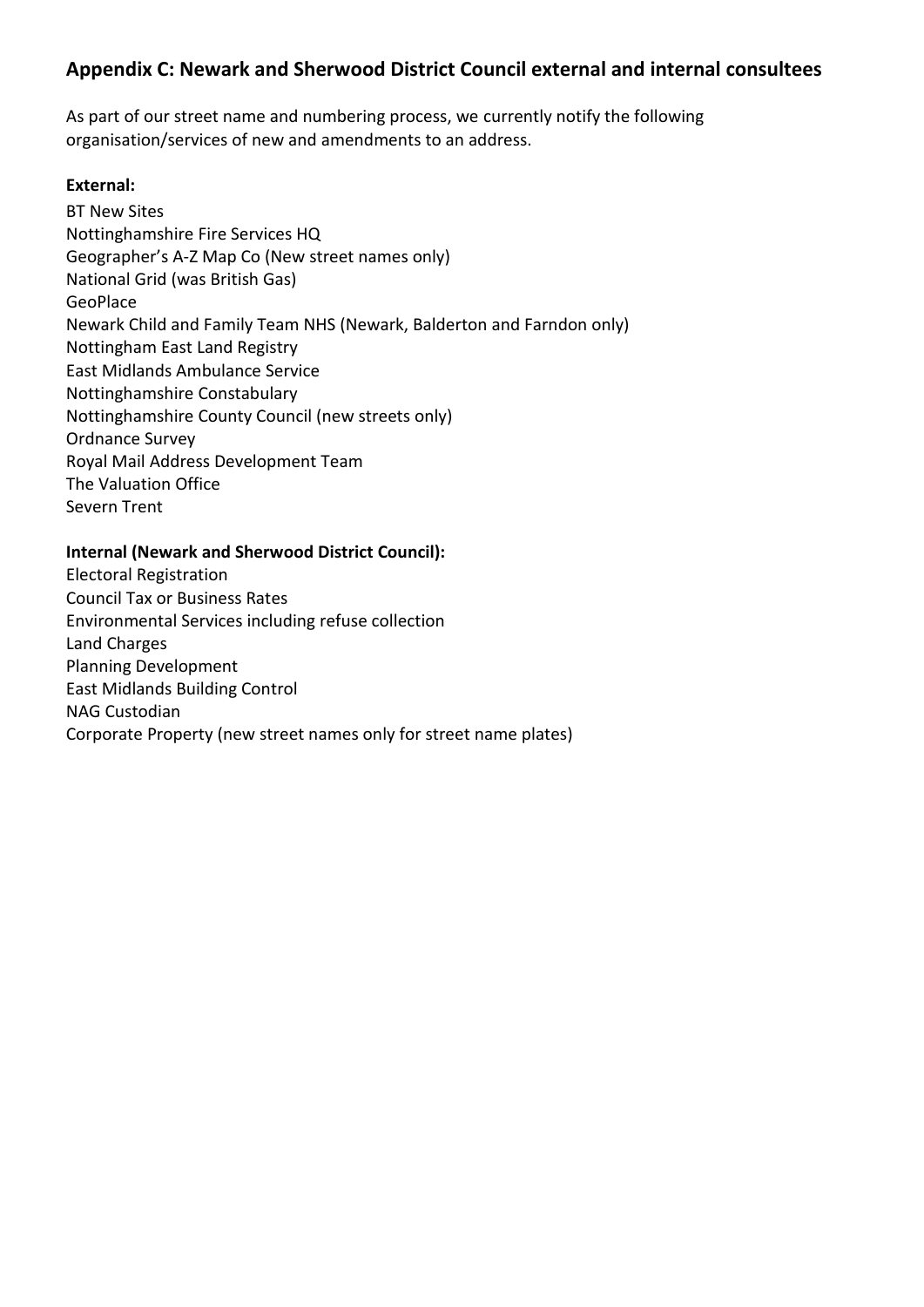## Appendix C: Newark and Sherwood District Council external and internal consultees

As part of our street name and numbering process, we currently notify the following organisation/services of new and amendments to an address.

**External:**

BT New Sites
Nottinghamshire Fire Services HQ
Geographer's A-Z Map Co (New street names only)
National Grid (was British Gas)
GeoPlace
Newark Child and Family Team NHS (Newark, Balderton and Farndon only)
Nottingham East Land Registry
East Midlands Ambulance Service
Nottinghamshire Constabulary
Nottinghamshire County Council (new streets only)
Ordnance Survey
Royal Mail Address Development Team
The Valuation Office
Severn Trent

**Internal (Newark and Sherwood District Council):**

Electoral Registration
Council Tax or Business Rates
Environmental Services including refuse collection
Land Charges
Planning Development
East Midlands Building Control
NAG Custodian
Corporate Property (new street names only for street name plates)